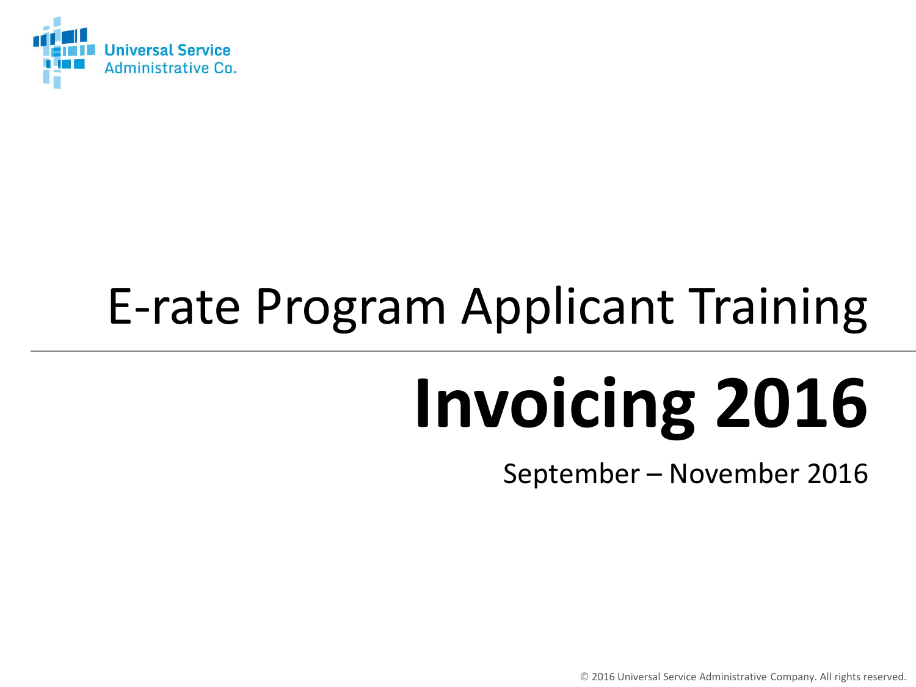Universal Service Administrative Co.

# E-rate Program Applicant Training

# Invoicing 2016

September – November 2016

© 2016 Universal Service Administrative Company. All rights reserved.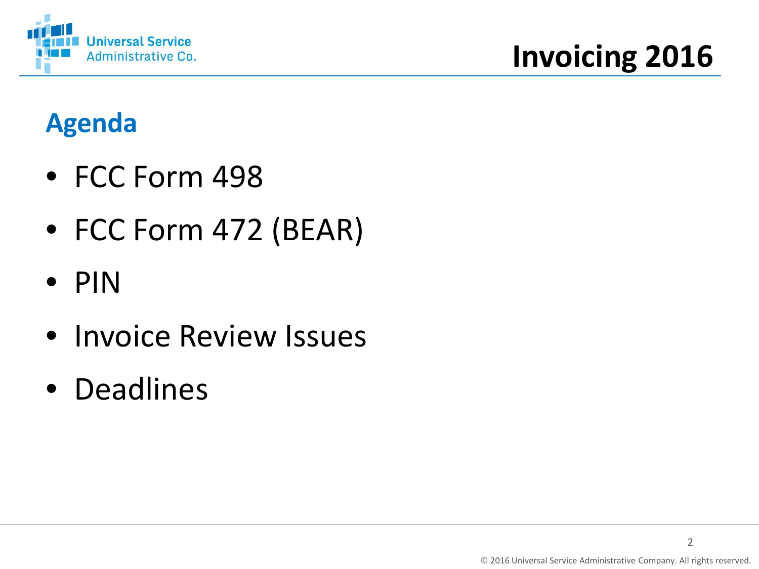## Agenda

- FCC Form 498
- FCC Form 472 (BEAR)
- PIN
- Invoice Review Issues
- Deadlines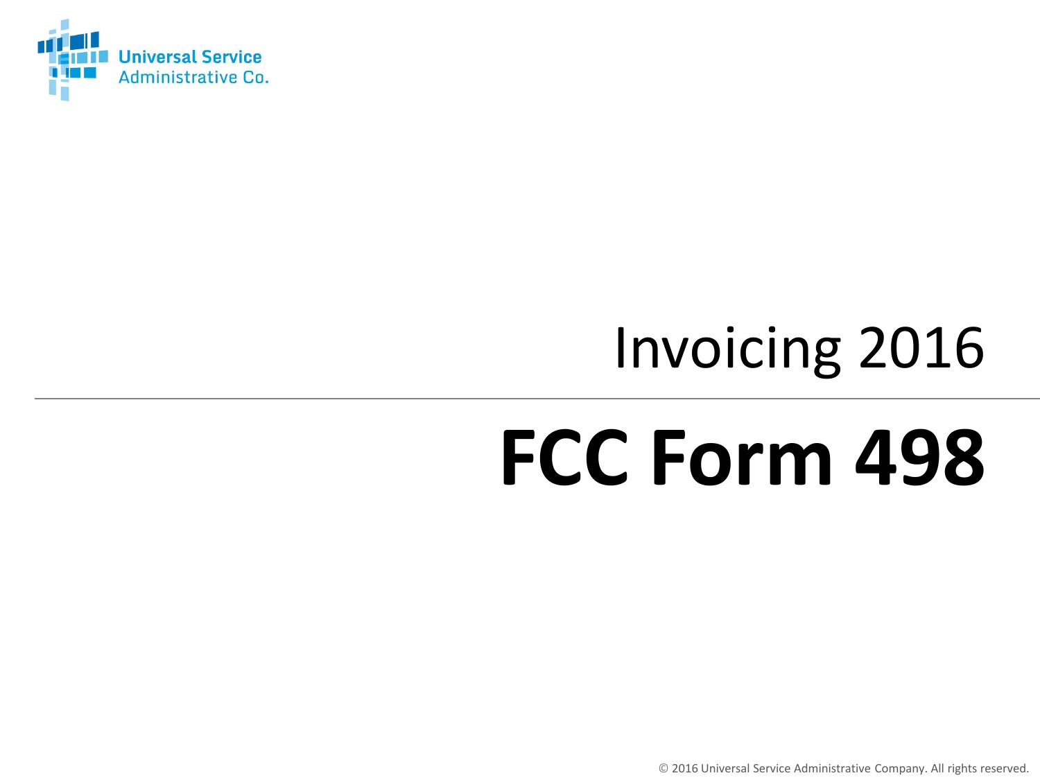Universal Service Administrative Co.

Invoicing 2016

# FCC Form 498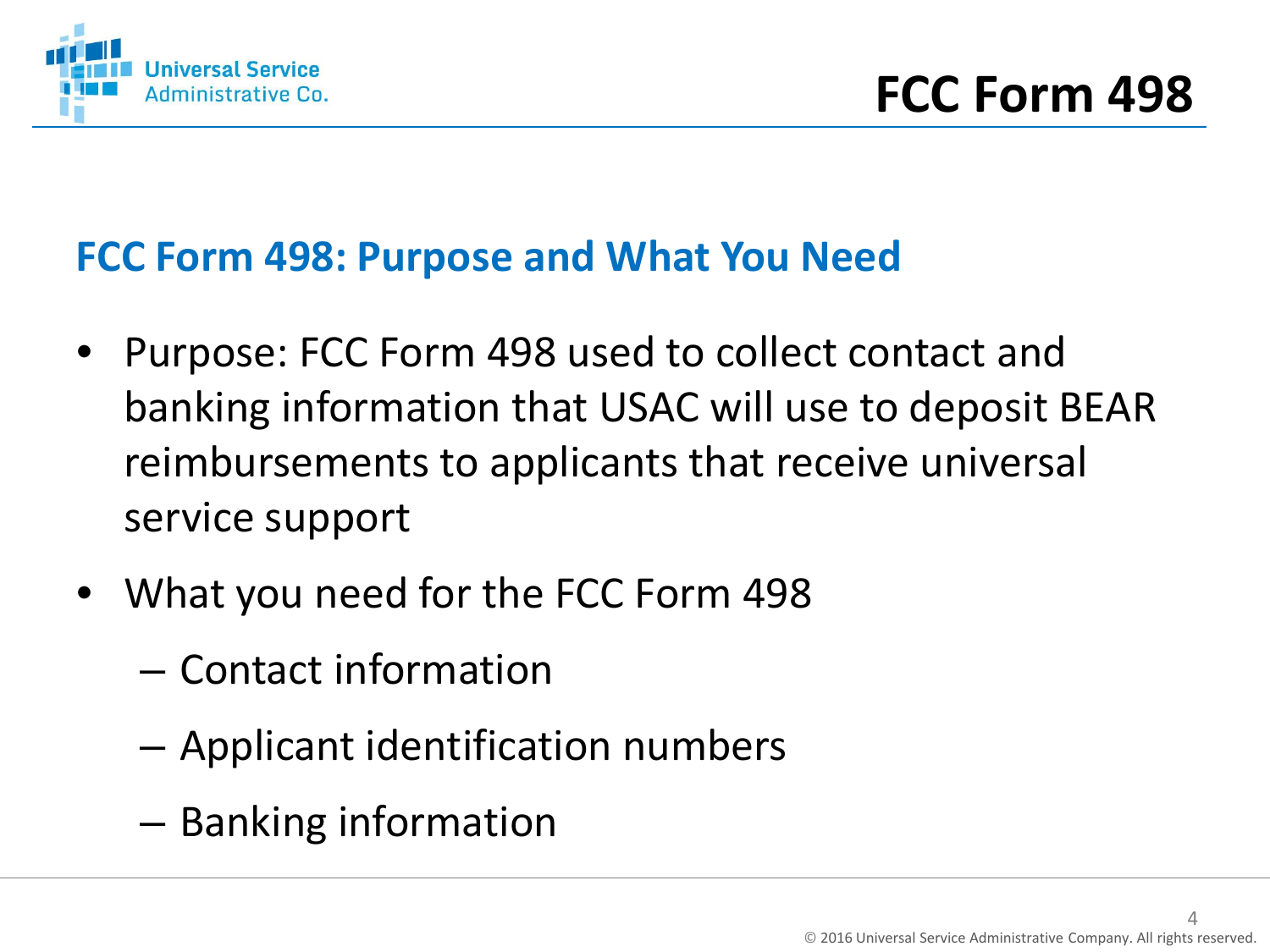# FCC Form 498

## FCC Form 498: Purpose and What You Need

- Purpose: FCC Form 498 used to collect contact and banking information that USAC will use to deposit BEAR reimbursements to applicants that receive universal service support
- What you need for the FCC Form 498
  - Contact information
  - Applicant identification numbers
  - Banking information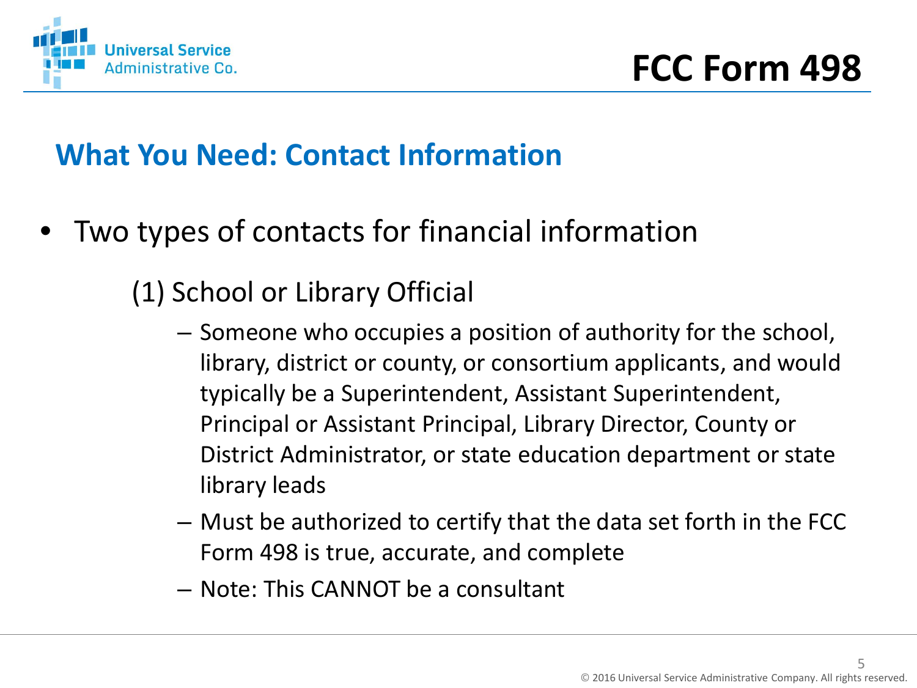# FCC Form 498

## What You Need: Contact Information

- Two types of contacts for financial information

  (1) School or Library Official

  - Someone who occupies a position of authority for the school, library, district or county, or consortium applicants, and would typically be a Superintendent, Assistant Superintendent, Principal or Assistant Principal, Library Director, County or District Administrator, or state education department or state library leads
  - Must be authorized to certify that the data set forth in the FCC Form 498 is true, accurate, and complete
  - Note: This CANNOT be a consultant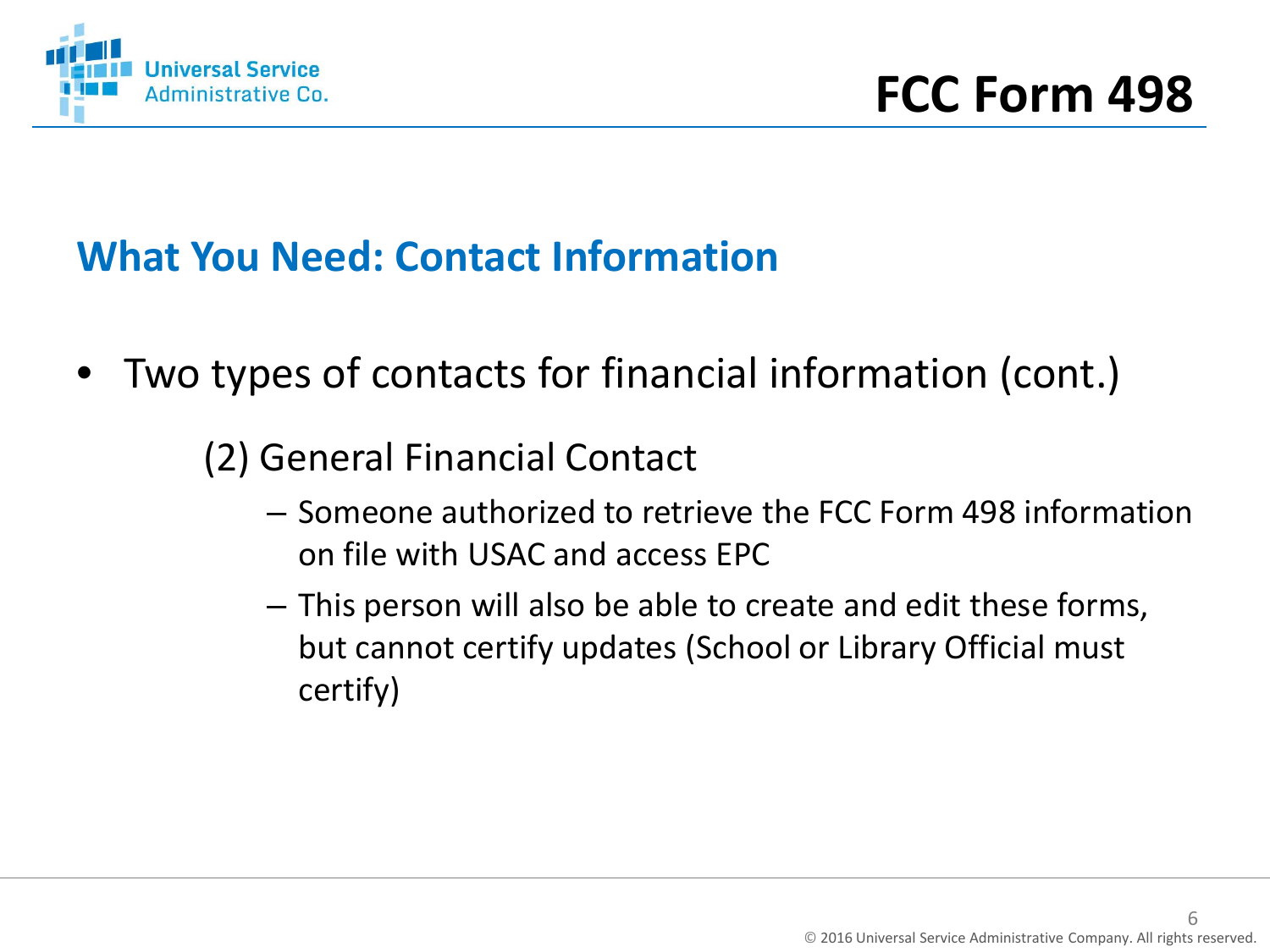# FCC Form 498

## What You Need: Contact Information

- Two types of contacts for financial information (cont.)

  (2) General Financial Contact

  - Someone authorized to retrieve the FCC Form 498 information on file with USAC and access EPC
  - This person will also be able to create and edit these forms, but cannot certify updates (School or Library Official must certify)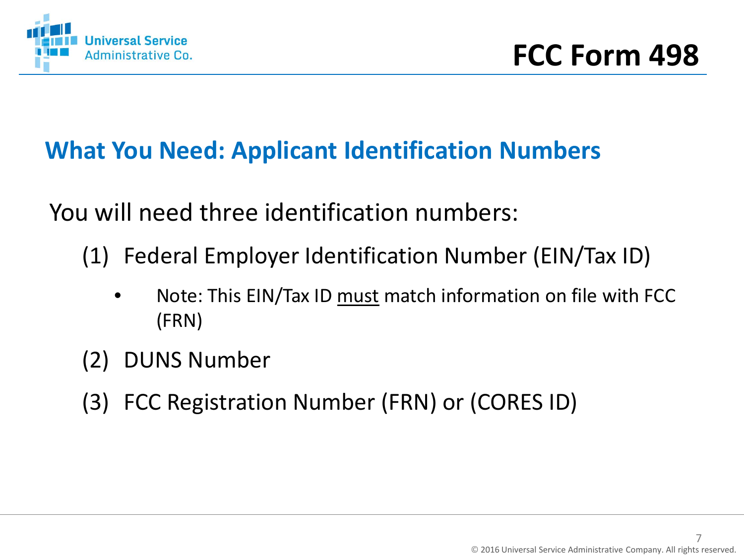# FCC Form 498

## What You Need: Applicant Identification Numbers

You will need three identification numbers:

(1) Federal Employer Identification Number (EIN/Tax ID)

- Note: This EIN/Tax ID <u>must</u> match information on file with FCC (FRN)

(2) DUNS Number

(3) FCC Registration Number (FRN) or (CORES ID)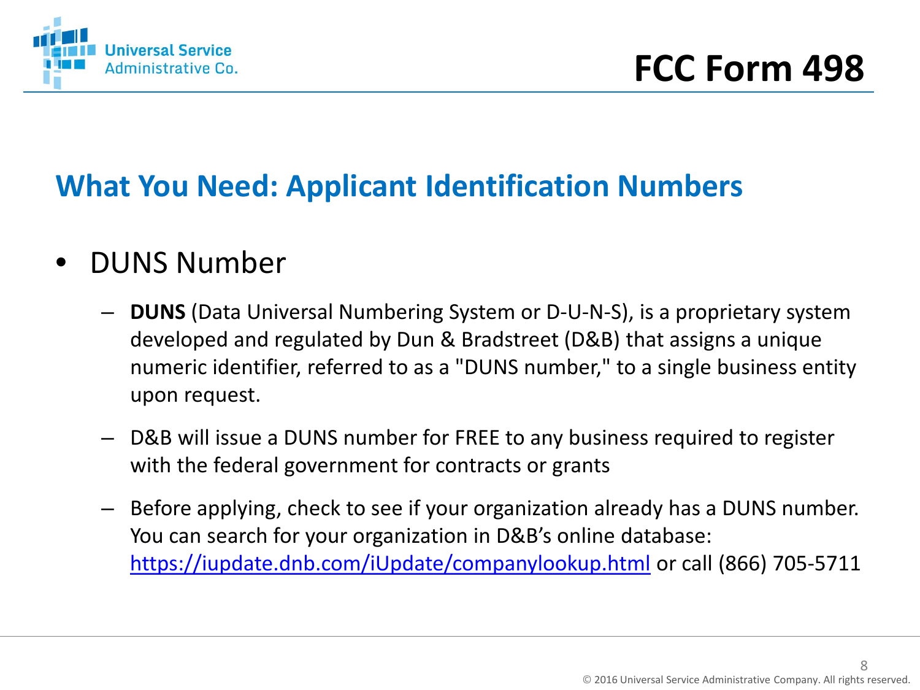# FCC Form 498

## What You Need: Applicant Identification Numbers

- DUNS Number
  - **DUNS** (Data Universal Numbering System or D-U-N-S), is a proprietary system developed and regulated by Dun & Bradstreet (D&B) that assigns a unique numeric identifier, referred to as a "DUNS number," to a single business entity upon request.
  - D&B will issue a DUNS number for FREE to any business required to register with the federal government for contracts or grants
  - Before applying, check to see if your organization already has a DUNS number. You can search for your organization in D&B's online database: https://iupdate.dnb.com/iUpdate/companylookup.html or call (866) 705-5711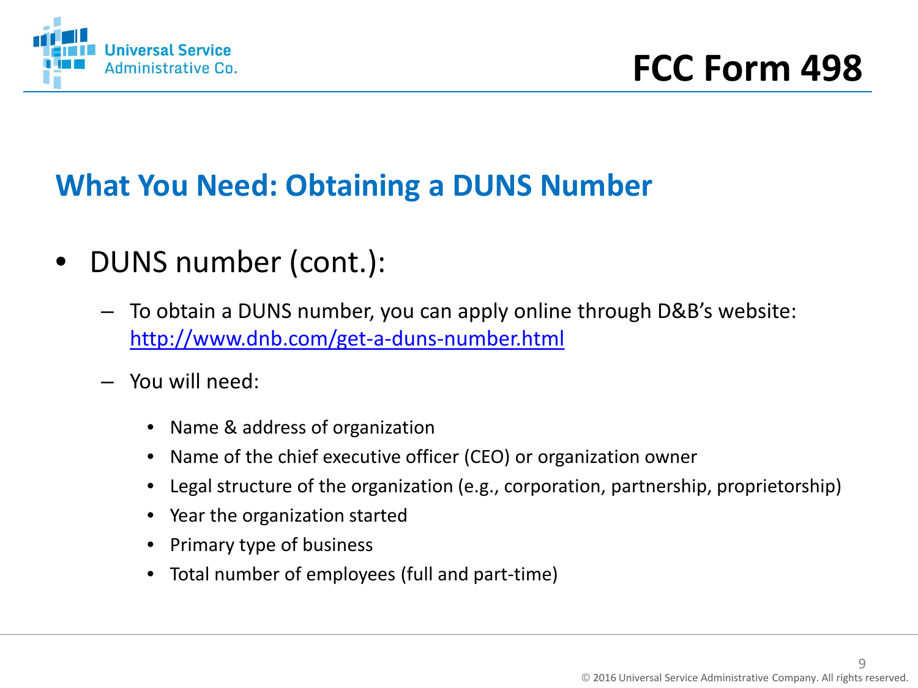## What You Need: Obtaining a DUNS Number

- DUNS number (cont.):
  - To obtain a DUNS number, you can apply online through D&B's website: http://www.dnb.com/get-a-duns-number.html
  - You will need:
    - Name & address of organization
    - Name of the chief executive officer (CEO) or organization owner
    - Legal structure of the organization (e.g., corporation, partnership, proprietorship)
    - Year the organization started
    - Primary type of business
    - Total number of employees (full and part-time)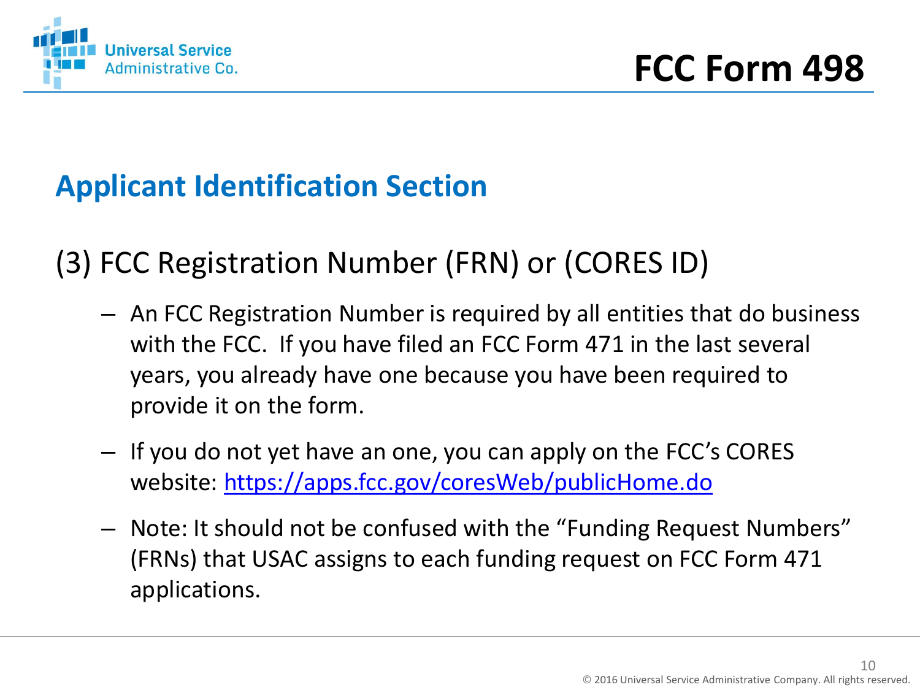# FCC Form 498

## Applicant Identification Section

### (3) FCC Registration Number (FRN) or (CORES ID)

- An FCC Registration Number is required by all entities that do business with the FCC. If you have filed an FCC Form 471 in the last several years, you already have one because you have been required to provide it on the form.
- If you do not yet have an one, you can apply on the FCC's CORES website: https://apps.fcc.gov/coresWeb/publicHome.do
- Note: It should not be confused with the "Funding Request Numbers" (FRNs) that USAC assigns to each funding request on FCC Form 471 applications.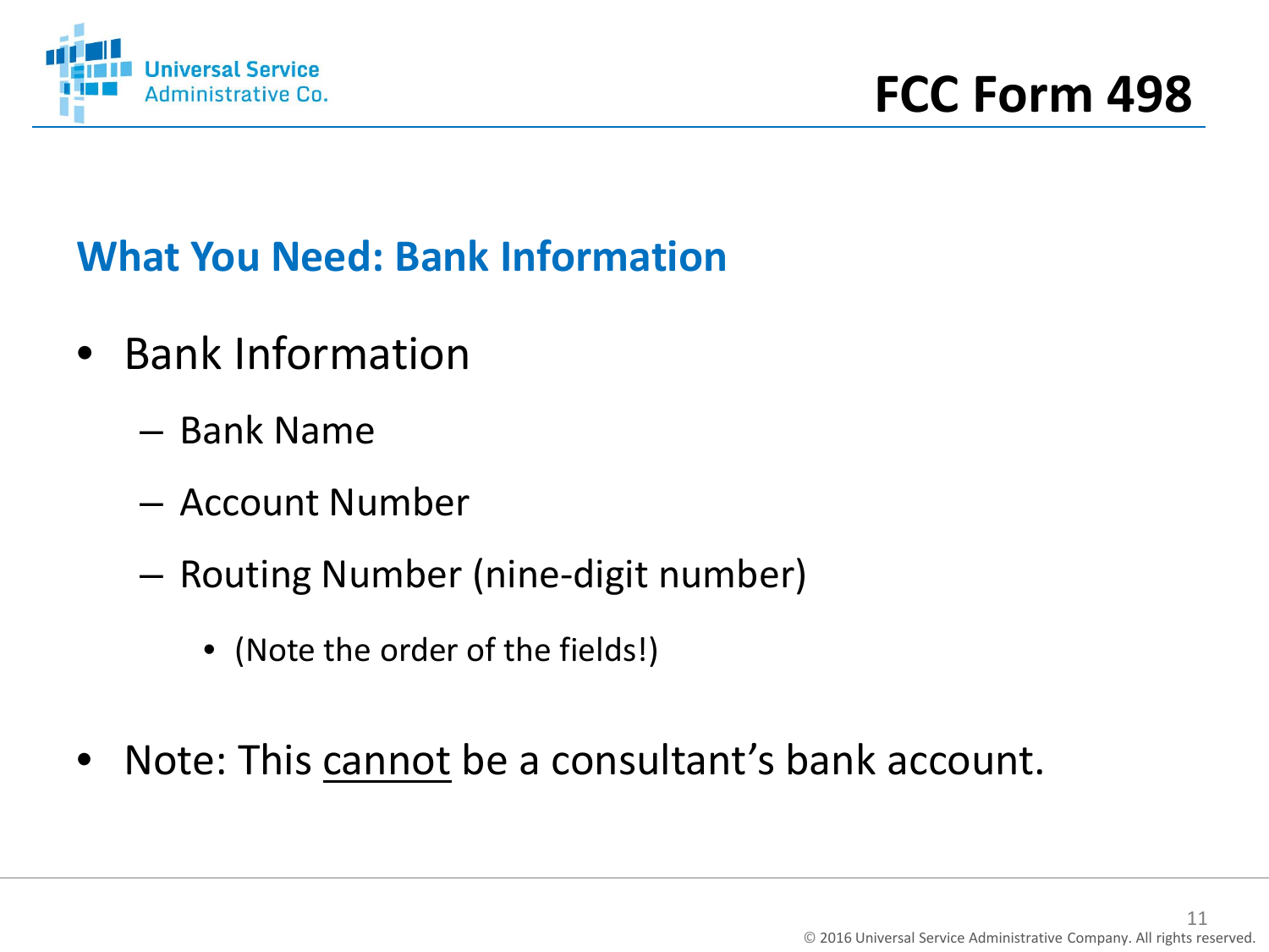# FCC Form 498

## What You Need: Bank Information

- Bank Information
  - Bank Name
  - Account Number
  - Routing Number (nine-digit number)
    - (Note the order of the fields!)
- Note: This <u>cannot</u> be a consultant's bank account.

© 2016 Universal Service Administrative Company. All rights reserved.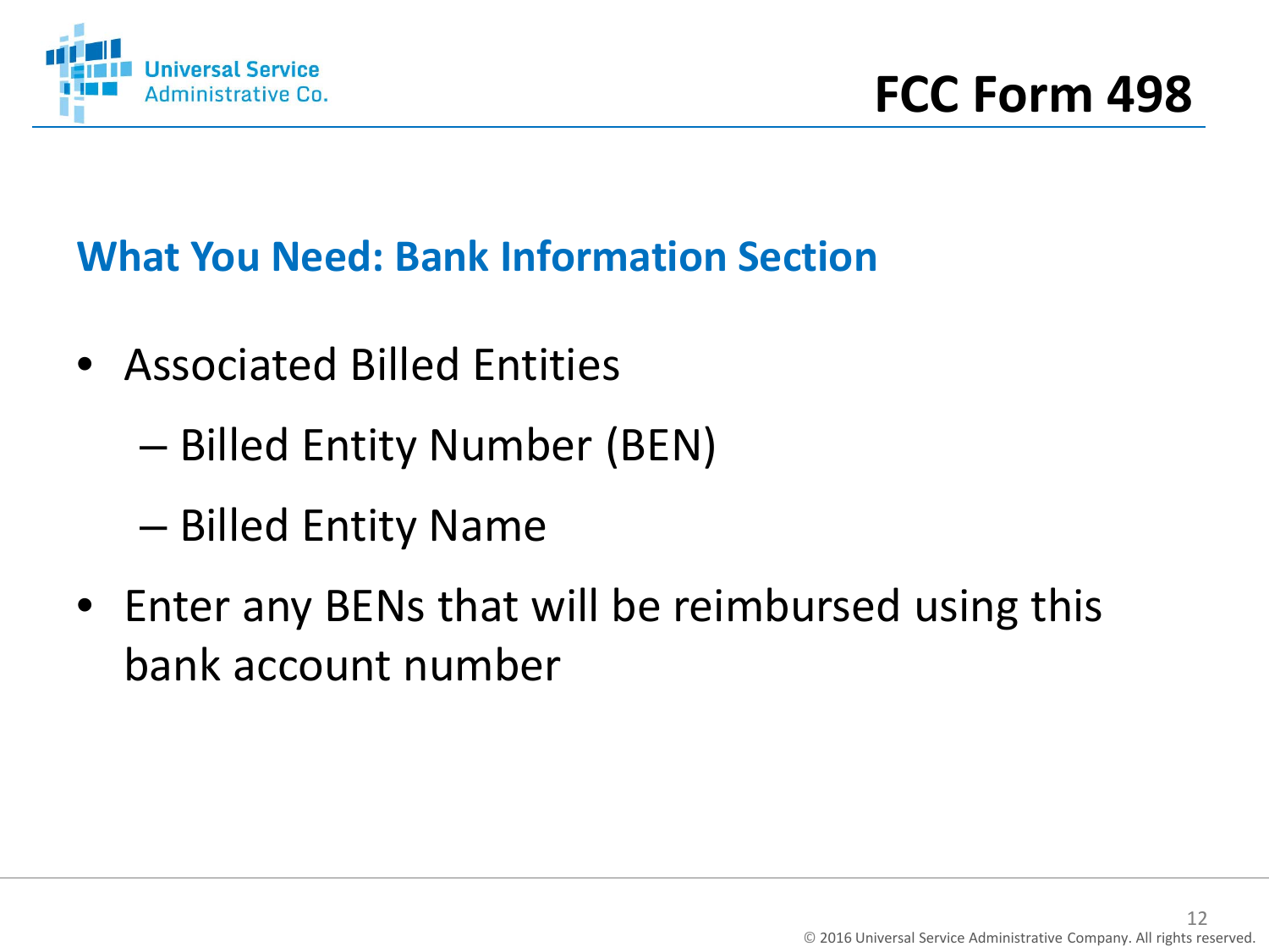# FCC Form 498

## What You Need: Bank Information Section

- Associated Billed Entities
  - Billed Entity Number (BEN)
  - Billed Entity Name
- Enter any BENs that will be reimbursed using this bank account number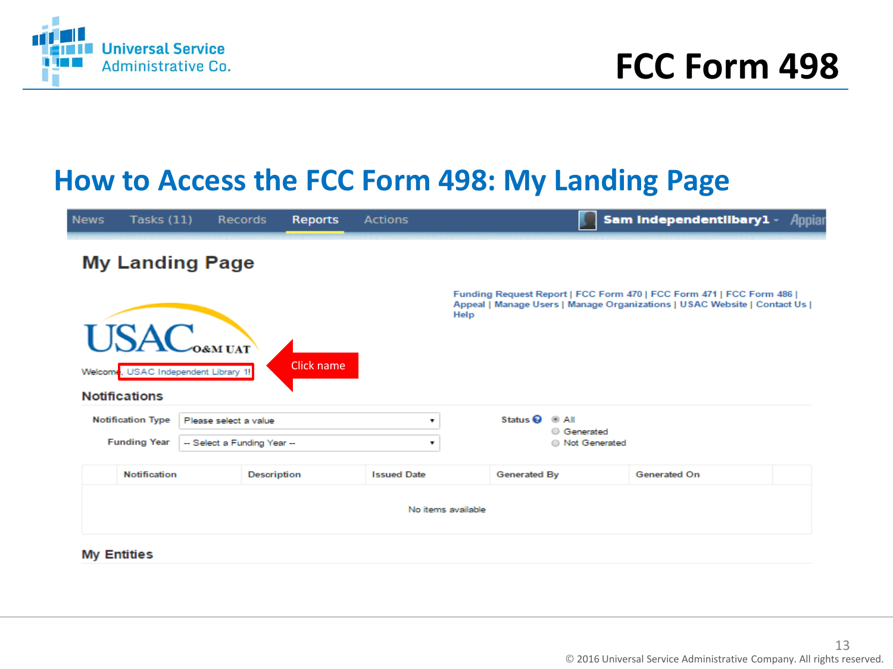# FCC Form 498

## How to Access the FCC Form 498: My Landing Page

News | Tasks (11) | Records | Reports | Actions — Sam Independentlibary1

### My Landing Page

Funding Request Report | FCC Form 470 | FCC Form 471 | FCC Form 486 | Appeal | Manage Users | Manage Organizations | USAC Website | Contact Us | Help

USAC O&M UAT

Welcome, USAC Independent Library 1!

Click name

#### Notifications

Notification Type: Please select a value

Funding Year: -- Select a Funding Year --

Status: All / Generated / Not Generated

| Notification | Description | Issued Date | Generated By | Generated On |
|---|---|---|---|---|
| No items available | | | | |

#### My Entities

© 2016 Universal Service Administrative Company. All rights reserved.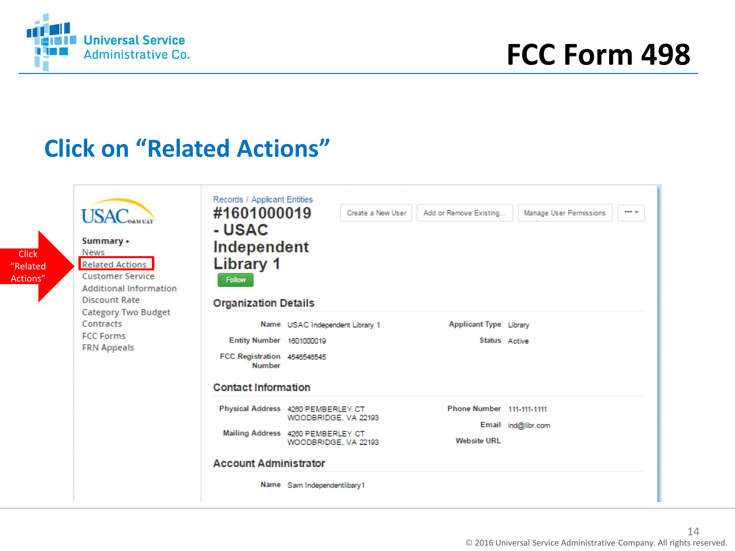# FCC Form 498

## Click on “Related Actions”

Click “Related Actions”

Summary ▸
News
Related Actions
Customer Service
Additional Information
Discount Rate
Category Two Budget
Contracts
FCC Forms
FRN Appeals

Records / Applicant Entities

**#1601000019 - USAC Independent Library 1**

Create a New User | Add or Remove Existing... | Manage User Permissions

Follow

### Organization Details

| | | | |
|---|---|---|---|
| Name | USAC Independent Library 1 | Applicant Type | Library |
| Entity Number | 1601000019 | Status | Active |
| FCC Registration Number | 4546546545 | | |

### Contact Information

| | | | |
|---|---|---|---|
| Physical Address | 4260 PEMBERLEY CT WOODBRIDGE, VA 22193 | Phone Number | 111-111-1111 |
| Mailing Address | 4260 PEMBERLEY CT WOODBRIDGE, VA 22193 | Email | ind@libr.com |
| | | Website URL | |

### Account Administrator

| | |
|---|---|
| Name | Sam Independentlibary1 |

© 2016 Universal Service Administrative Company. All rights reserved.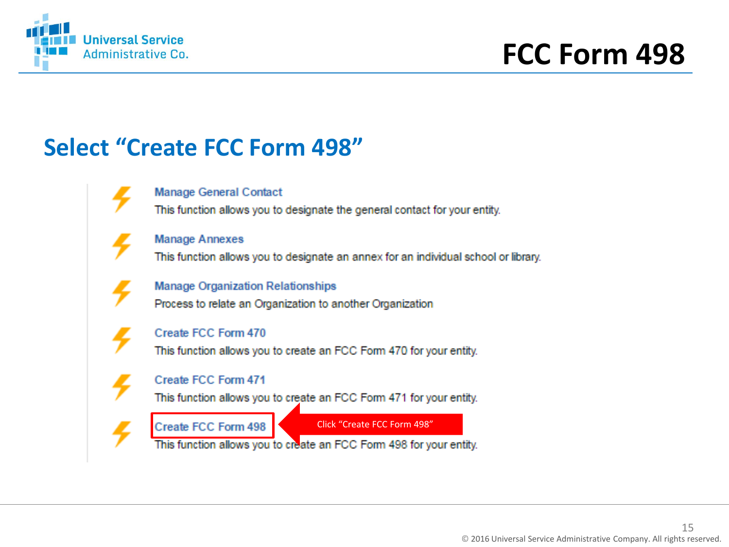# FCC Form 498

## Select "Create FCC Form 498"

**Manage General Contact**
This function allows you to designate the general contact for your entity.

**Manage Annexes**
This function allows you to designate an annex for an individual school or library.

**Manage Organization Relationships**
Process to relate an Organization to another Organization

**Create FCC Form 470**
This function allows you to create an FCC Form 470 for your entity.

**Create FCC Form 471**
This function allows you to create an FCC Form 471 for your entity.

**Create FCC Form 498** ← Click "Create FCC Form 498"
This function allows you to create an FCC Form 498 for your entity.

© 2016 Universal Service Administrative Company. All rights reserved.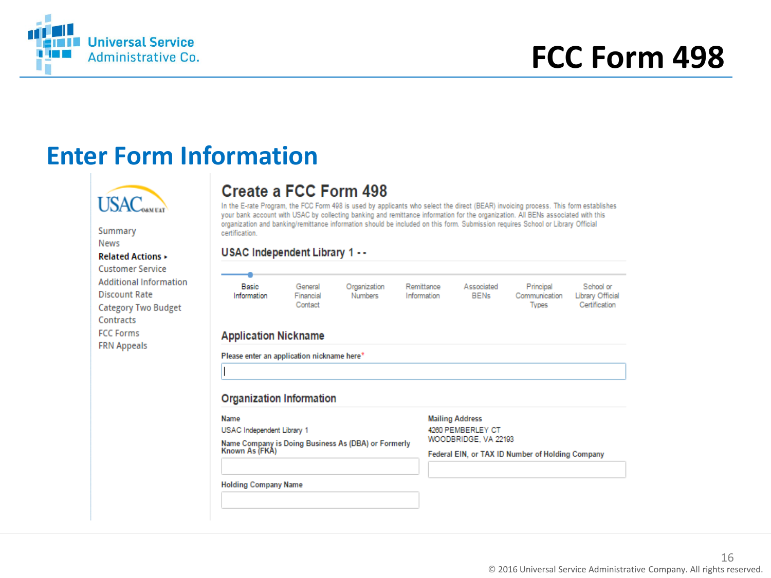# FCC Form 498

## Enter Form Information

USAC O&M UAT

- Summary
- News
- **Related Actions ▸**
- Customer Service
- Additional Information
- Discount Rate
- Category Two Budget
- Contracts
- FCC Forms
- FRN Appeals

### Create a FCC Form 498

In the E-rate Program, the FCC Form 498 is used by applicants who select the direct (BEAR) invoicing process. This form establishes your bank account with USAC by collecting banking and remittance information for the organization. All BENs associated with this organization and banking/remittance information should be included on this form. Submission requires School or Library Official certification.

#### USAC Independent Library 1 - -

Basic Information | General Financial Contact | Organization Numbers | Remittance Information | Associated BENs | Principal Communication Types | School or Library Official Certification

#### Application Nickname

Please enter an application nickname here*

#### Organization Information

**Name**

USAC Independent Library 1

**Name Company is Doing Business As (DBA) or Formerly Known As (FKA)**

**Holding Company Name**

**Mailing Address**

4260 PEMBERLEY CT
WOODBRIDGE, VA 22193

**Federal EIN, or TAX ID Number of Holding Company**

© 2016 Universal Service Administrative Company. All rights reserved.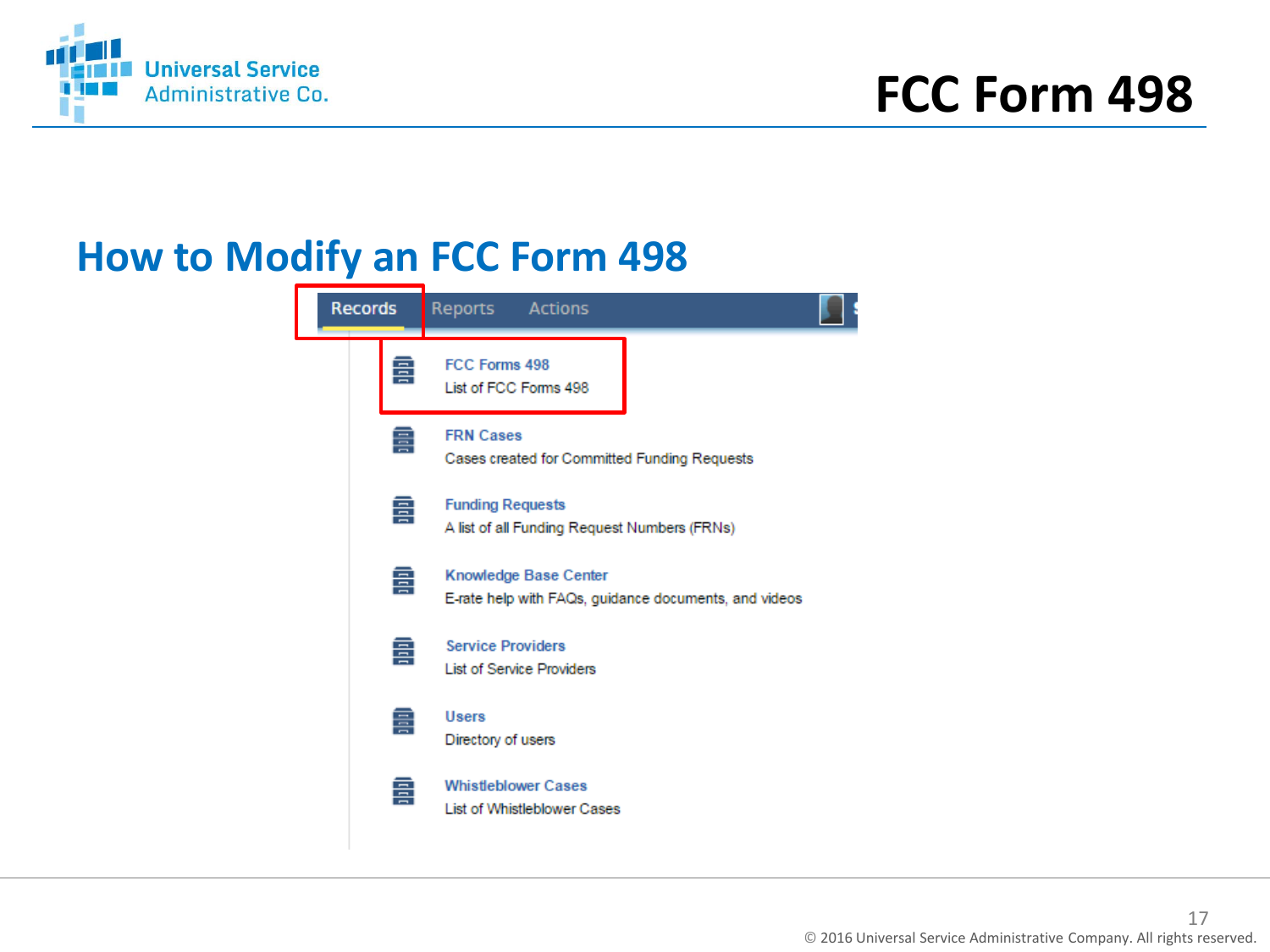# FCC Form 498

## How to Modify an FCC Form 498

Records Reports Actions

**FCC Forms 498**
List of FCC Forms 498

**FRN Cases**
Cases created for Committed Funding Requests

**Funding Requests**
A list of all Funding Request Numbers (FRNs)

**Knowledge Base Center**
E-rate help with FAQs, guidance documents, and videos

**Service Providers**
List of Service Providers

**Users**
Directory of users

**Whistleblower Cases**
List of Whistleblower Cases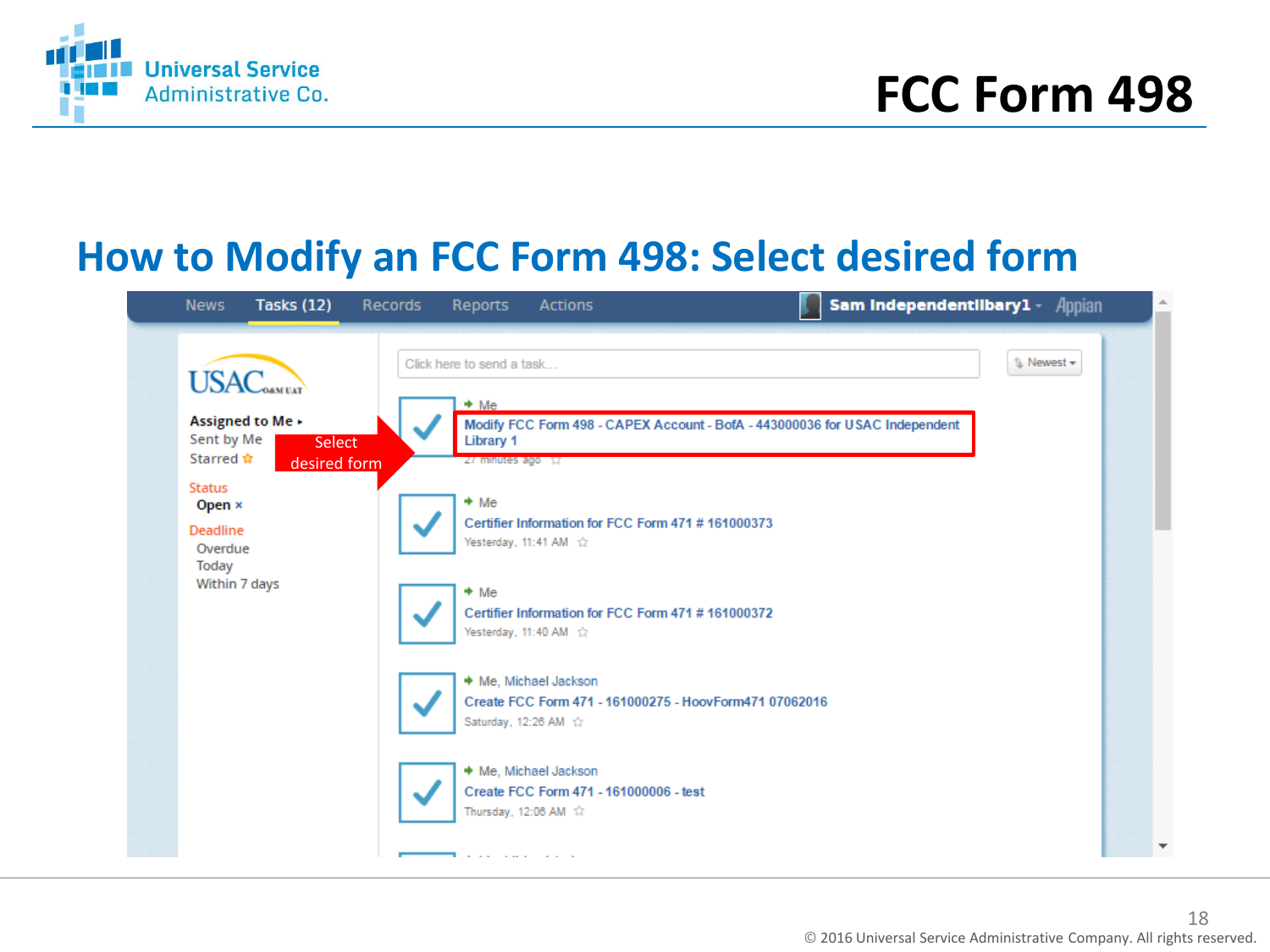# FCC Form 498

## How to Modify an FCC Form 498: Select desired form

News | Tasks (12) | Records | Reports | Actions — Sam Independentlibrary1 — Appian

USAC O&M UAT

Assigned to Me ▸
Sent by Me
Starred ☆

Status
Open ×

Deadline
Overdue
Today
Within 7 days

Click here to send a task...

Newest ▾

Select desired form

- Me
  **Modify FCC Form 498 - CAPEX Account - BofA - 443000036 for USAC Independent Library 1**
  27 minutes ago
- Me
  Certifier Information for FCC Form 471 # 161000373
  Yesterday, 11:41 AM
- Me
  Certifier Information for FCC Form 471 # 161000372
  Yesterday, 11:40 AM
- Me, Michael Jackson
  Create FCC Form 471 - 161000275 - HoovForm471 07062016
  Saturday, 12:26 AM
- Me, Michael Jackson
  Create FCC Form 471 - 161000006 - test
  Thursday, 12:06 AM

© 2016 Universal Service Administrative Company. All rights reserved.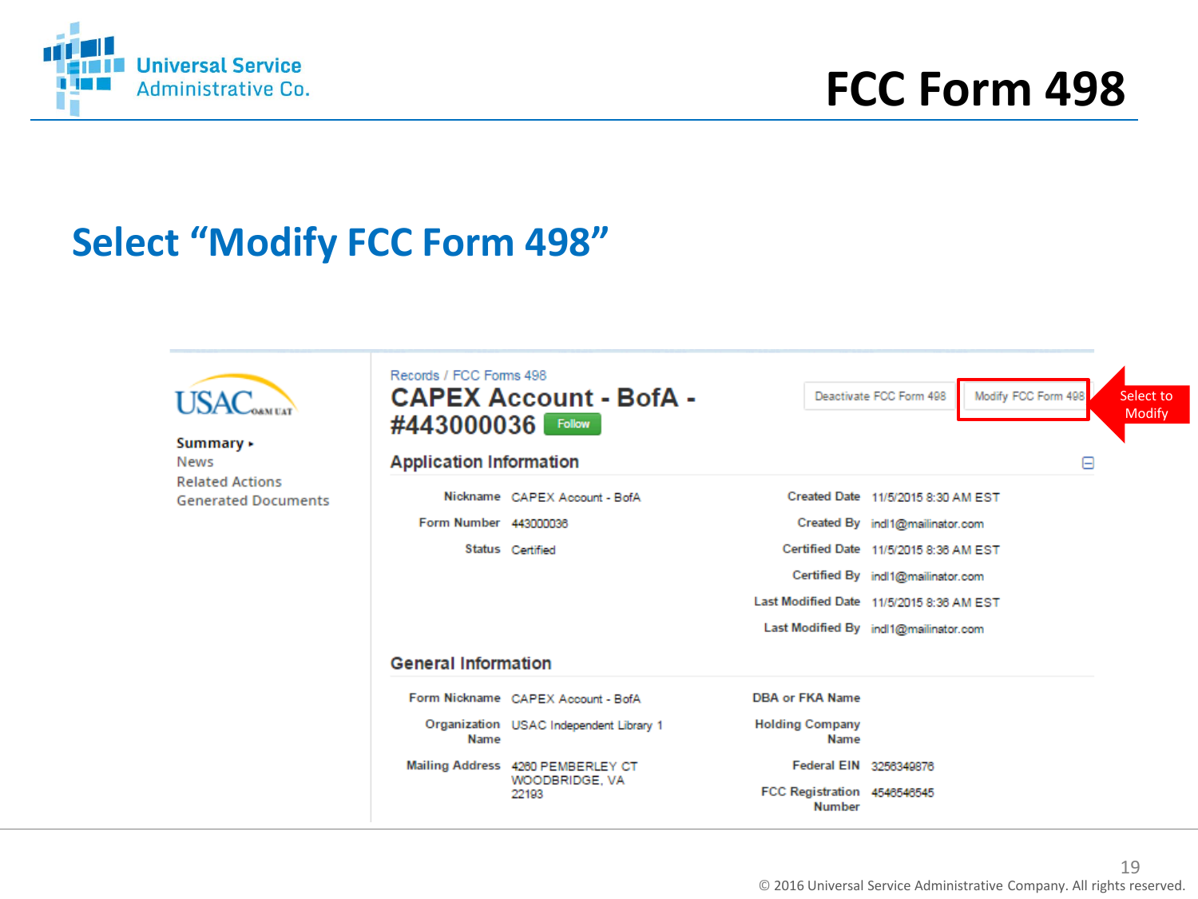# FCC Form 498

## Select "Modify FCC Form 498"

Summary ▸
News
Related Actions
Generated Documents

Records / FCC Forms 498

### CAPEX Account - BofA - #443000036

Follow

Deactivate FCC Form 498 | Modify FCC Form 498

Select to Modify

#### Application Information

| | | | |
|---|---|---|---|
| Nickname | CAPEX Account - BofA | Created Date | 11/5/2015 8:30 AM EST |
| Form Number | 443000036 | Created By | indl1@mailinator.com |
| Status | Certified | Certified Date | 11/5/2015 8:36 AM EST |
| | | Certified By | indl1@mailinator.com |
| | | Last Modified Date | 11/5/2015 8:36 AM EST |
| | | Last Modified By | indl1@mailinator.com |

#### General Information

| | | | |
|---|---|---|---|
| Form Nickname | CAPEX Account - BofA | DBA or FKA Name | |
| Organization Name | USAC Independent Library 1 | Holding Company Name | |
| Mailing Address | 4260 PEMBERLEY CT WOODBRIDGE, VA 22193 | Federal EIN | 3256349876 |
| | | FCC Registration Number | 4546546545 |

© 2016 Universal Service Administrative Company. All rights reserved.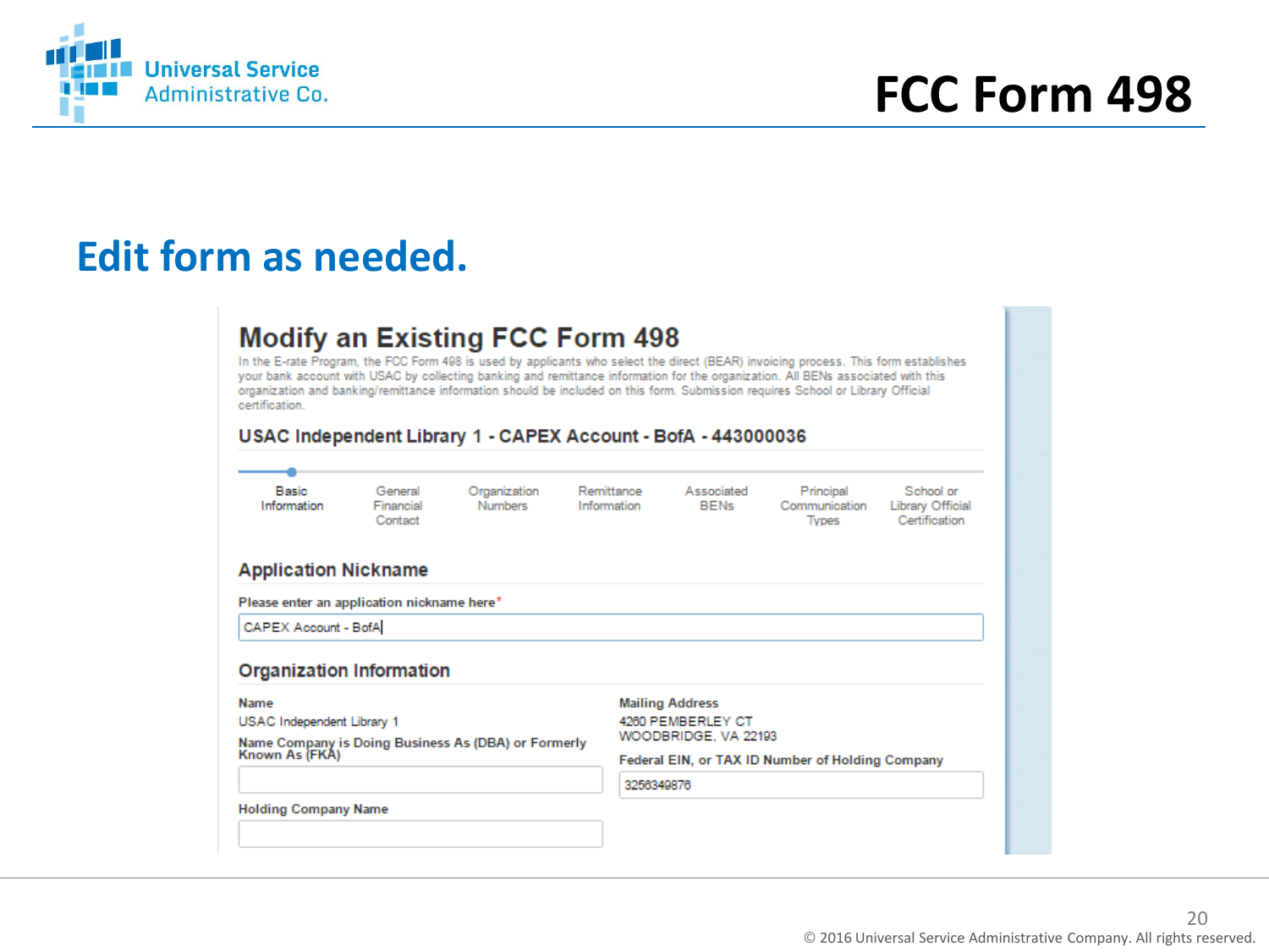# FCC Form 498

## Edit form as needed.

### Modify an Existing FCC Form 498

In the E-rate Program, the FCC Form 498 is used by applicants who select the direct (BEAR) invoicing process. This form establishes your bank account with USAC by collecting banking and remittance information for the organization. All BENs associated with this organization and banking/remittance information should be included on this form. Submission requires School or Library Official certification.

**USAC Independent Library 1 - CAPEX Account - BofA - 443000036**

Basic Information | General Financial Contact | Organization Numbers | Remittance Information | Associated BENs | Principal Communication Types | School or Library Official Certification

#### Application Nickname

Please enter an application nickname here*

CAPEX Account - BofA

#### Organization Information

**Name**
USAC Independent Library 1

**Name Company is Doing Business As (DBA) or Formerly Known As (FKA)**

**Holding Company Name**

**Mailing Address**
4260 PEMBERLEY CT
WOODBRIDGE, VA 22193

**Federal EIN, or TAX ID Number of Holding Company**
3256349876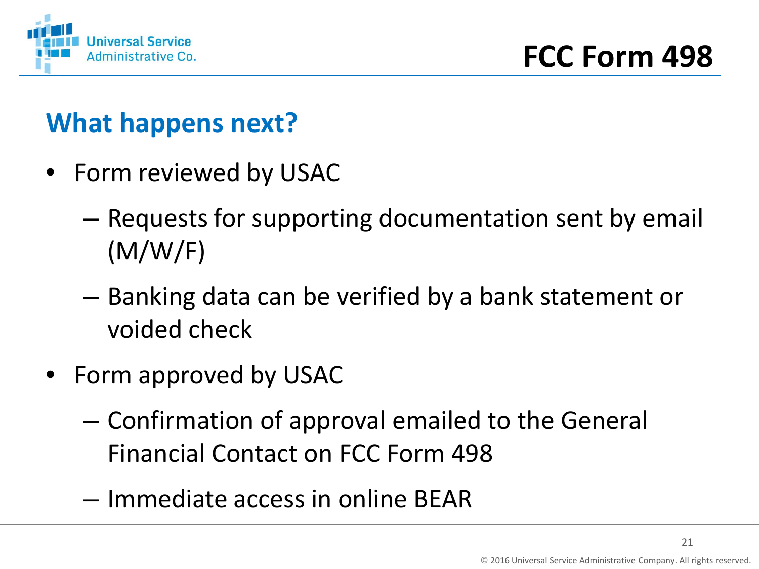# FCC Form 498

## What happens next?

- Form reviewed by USAC
  - Requests for supporting documentation sent by email (M/W/F)
  - Banking data can be verified by a bank statement or voided check
- Form approved by USAC
  - Confirmation of approval emailed to the General Financial Contact on FCC Form 498
  - Immediate access in online BEAR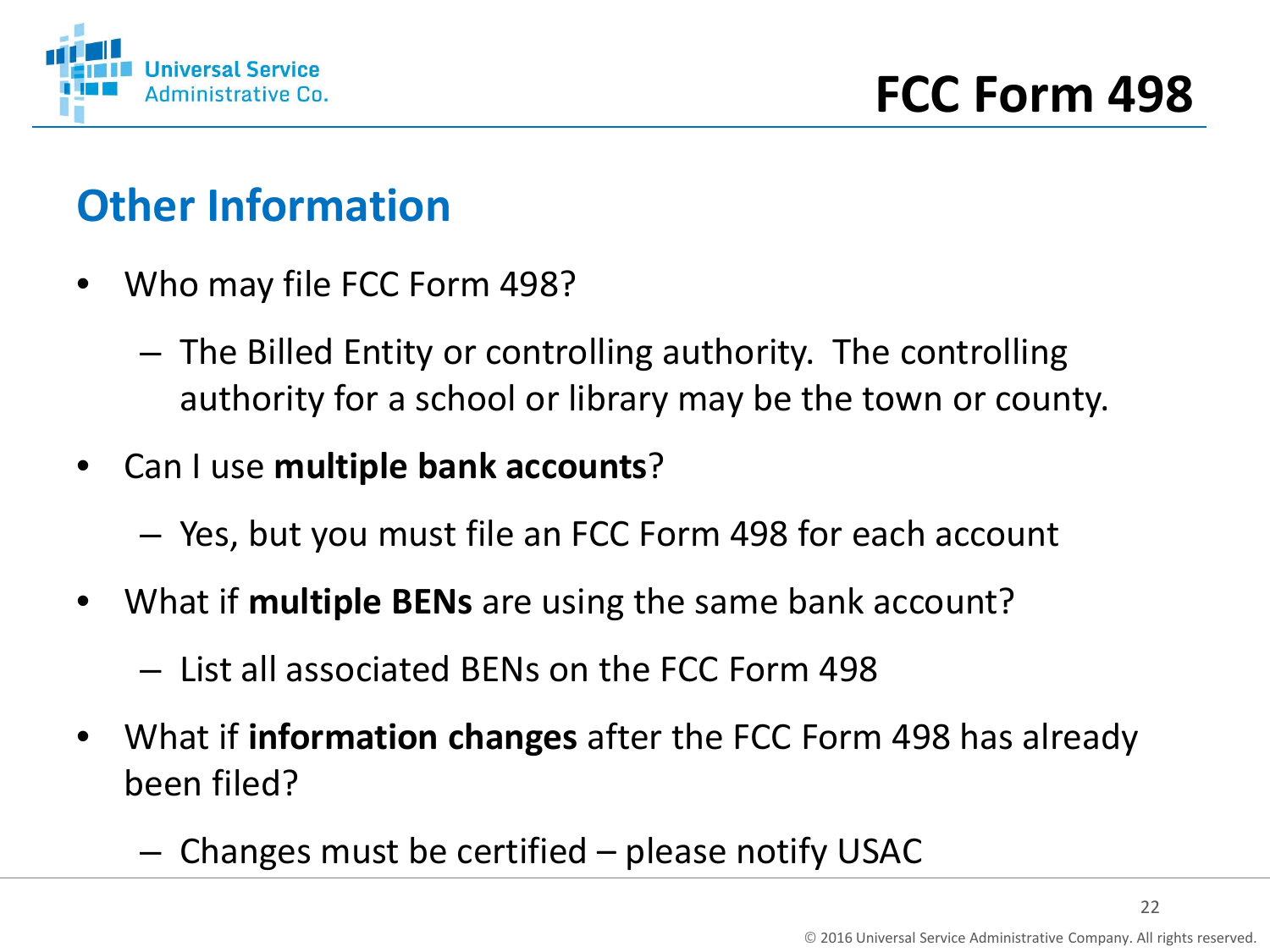# FCC Form 498

## Other Information

- Who may file FCC Form 498?
  - The Billed Entity or controlling authority. The controlling authority for a school or library may be the town or county.
- Can I use **multiple bank accounts**?
  - Yes, but you must file an FCC Form 498 for each account
- What if **multiple BENs** are using the same bank account?
  - List all associated BENs on the FCC Form 498
- What if **information changes** after the FCC Form 498 has already been filed?
  - Changes must be certified – please notify USAC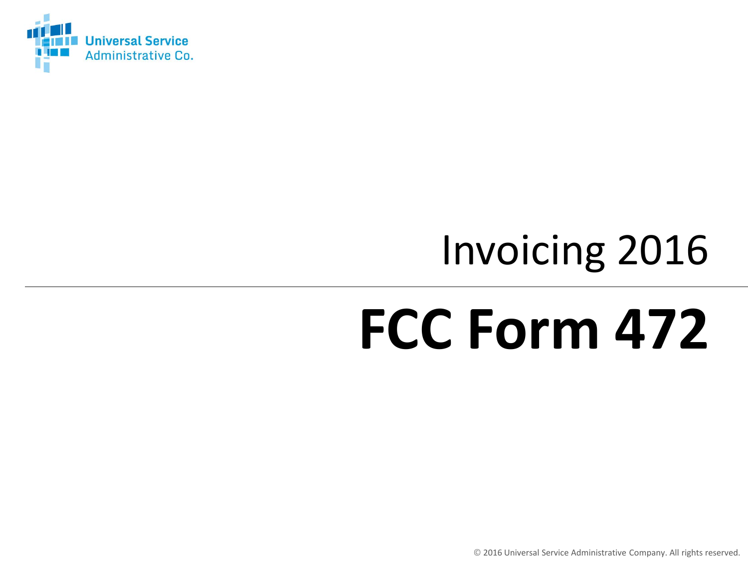Universal Service Administrative Co.

Invoicing 2016

# FCC Form 472

© 2016 Universal Service Administrative Company. All rights reserved.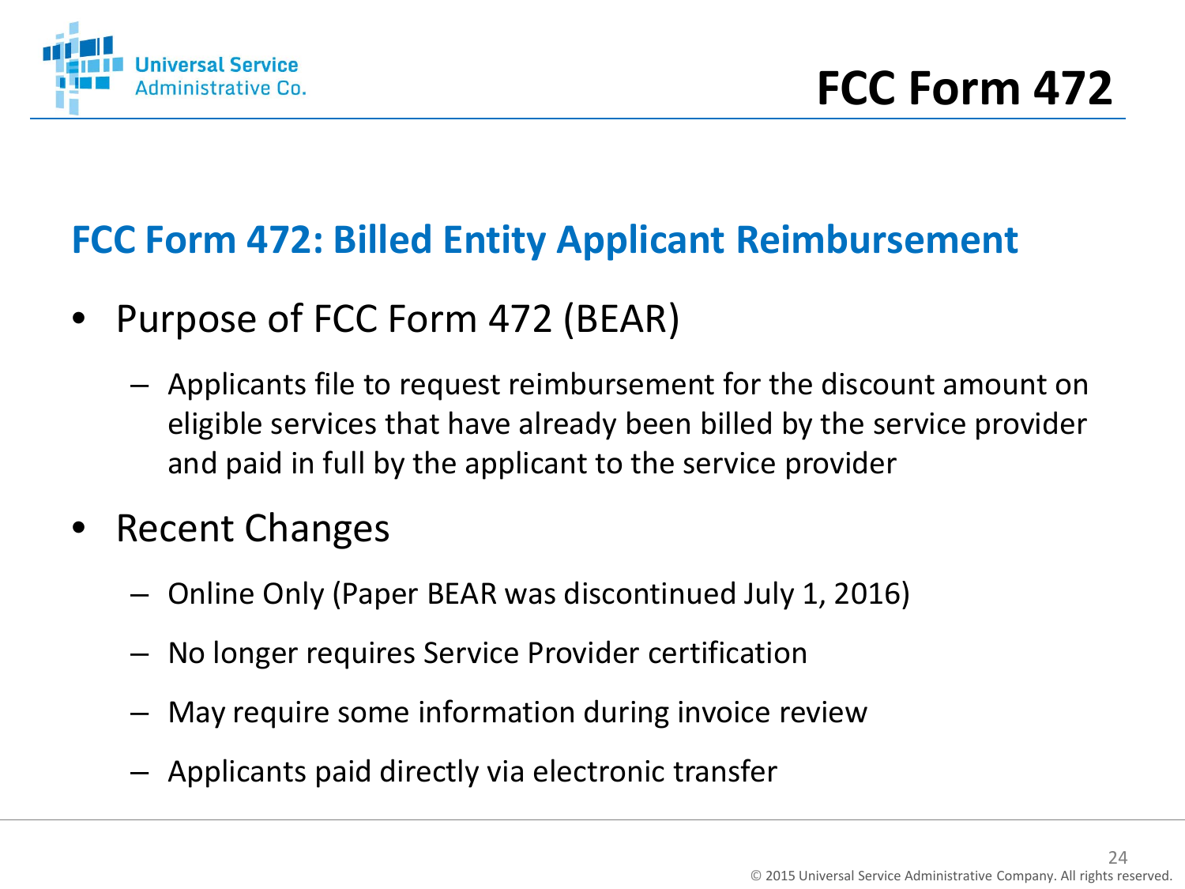# FCC Form 472

## FCC Form 472: Billed Entity Applicant Reimbursement

- Purpose of FCC Form 472 (BEAR)
  - Applicants file to request reimbursement for the discount amount on eligible services that have already been billed by the service provider and paid in full by the applicant to the service provider
- Recent Changes
  - Online Only (Paper BEAR was discontinued July 1, 2016)
  - No longer requires Service Provider certification
  - May require some information during invoice review
  - Applicants paid directly via electronic transfer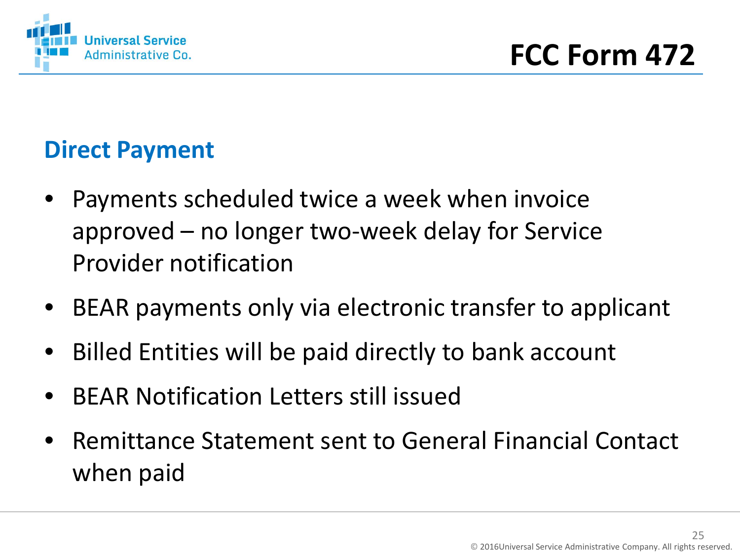# FCC Form 472

## Direct Payment

- Payments scheduled twice a week when invoice approved – no longer two-week delay for Service Provider notification
- BEAR payments only via electronic transfer to applicant
- Billed Entities will be paid directly to bank account
- BEAR Notification Letters still issued
- Remittance Statement sent to General Financial Contact when paid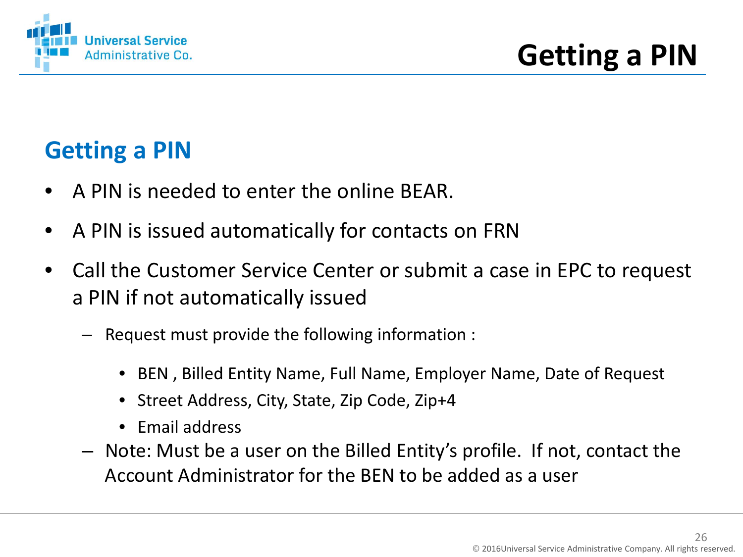# Getting a PIN

## Getting a PIN

- A PIN is needed to enter the online BEAR.
- A PIN is issued automatically for contacts on FRN
- Call the Customer Service Center or submit a case in EPC to request a PIN if not automatically issued
  - Request must provide the following information :
    - BEN , Billed Entity Name, Full Name, Employer Name, Date of Request
    - Street Address, City, State, Zip Code, Zip+4
    - Email address
  - Note: Must be a user on the Billed Entity's profile. If not, contact the Account Administrator for the BEN to be added as a user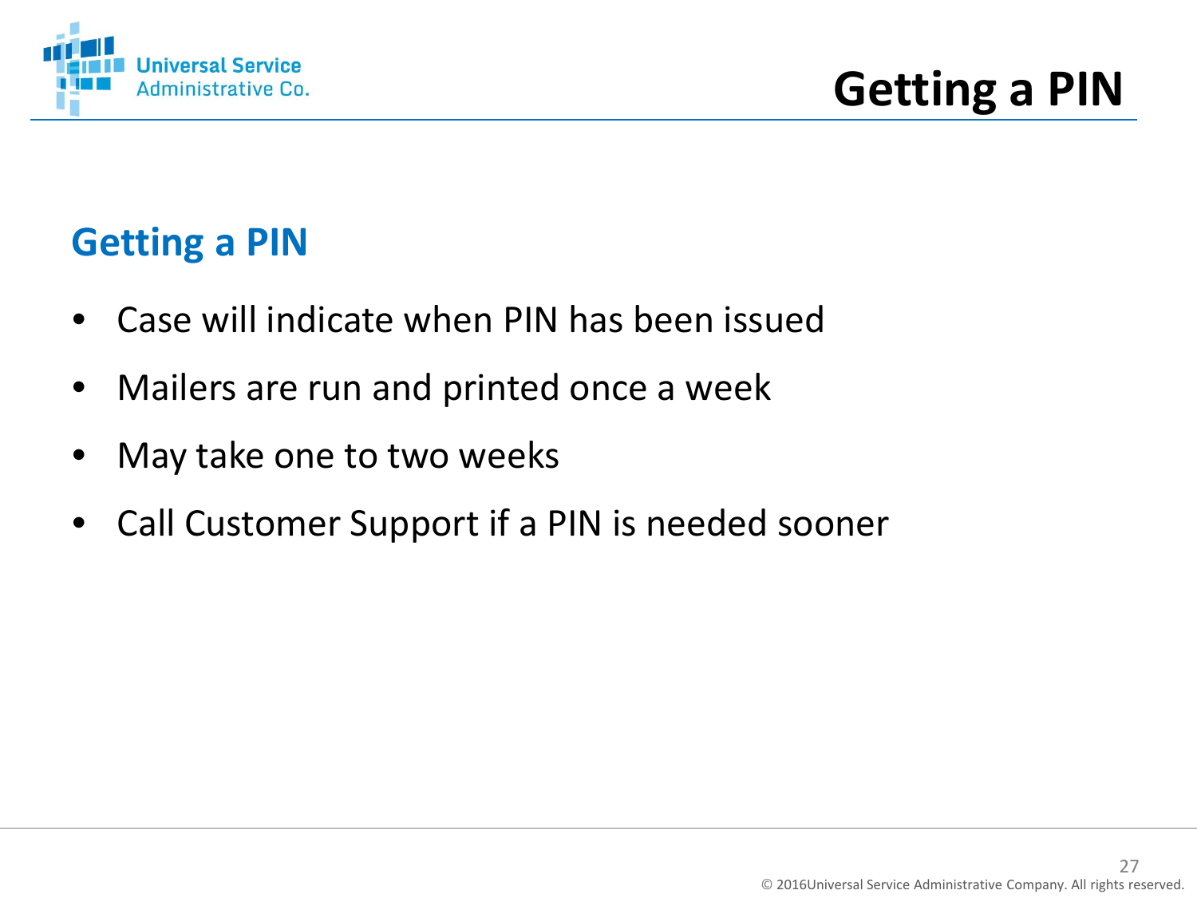# Getting a PIN

## Getting a PIN

- Case will indicate when PIN has been issued
- Mailers are run and printed once a week
- May take one to two weeks
- Call Customer Support if a PIN is needed sooner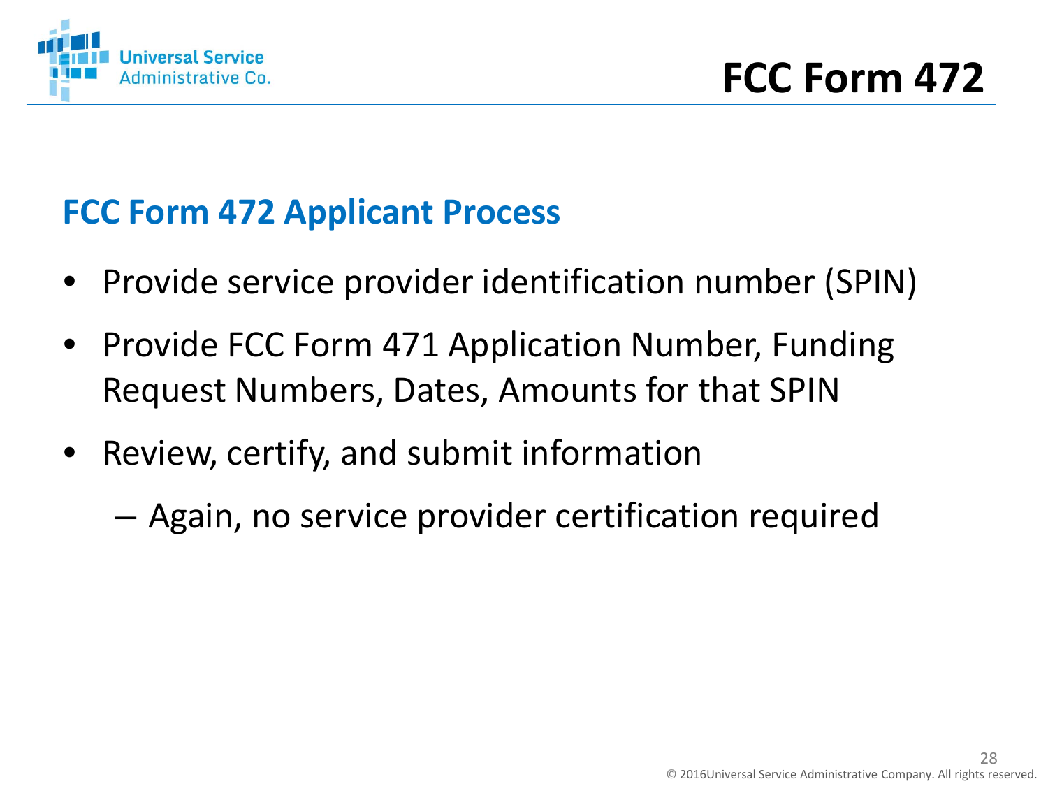# FCC Form 472

## FCC Form 472 Applicant Process

- Provide service provider identification number (SPIN)
- Provide FCC Form 471 Application Number, Funding Request Numbers, Dates, Amounts for that SPIN
- Review, certify, and submit information
  - Again, no service provider certification required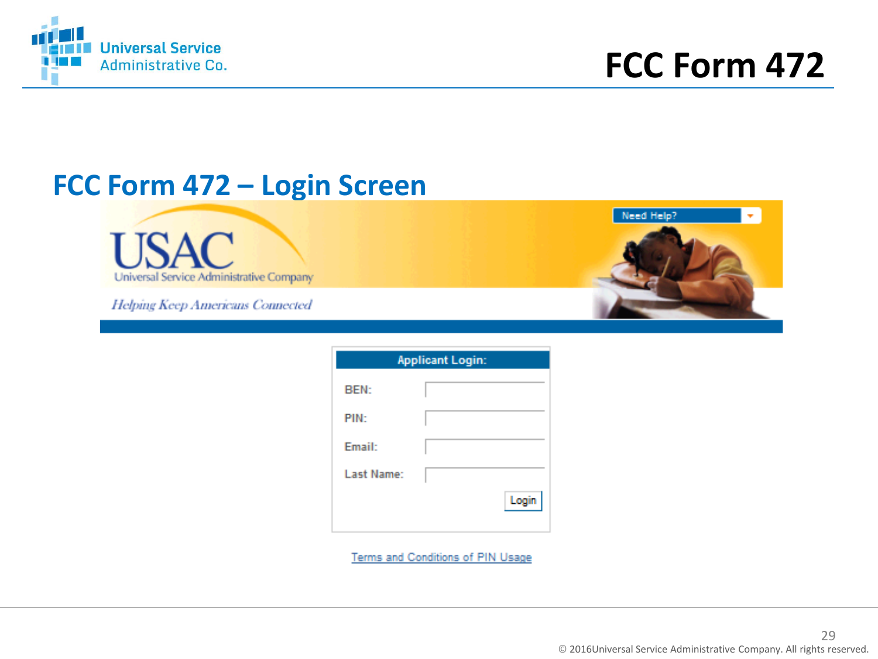# FCC Form 472

## FCC Form 472 – Login Screen

USAC
Universal Service Administrative Company

*Helping Keep Americans Connected*

Need Help?

**Applicant Login:**

BEN:

PIN:

Email:

Last Name:

Login

Terms and Conditions of PIN Usage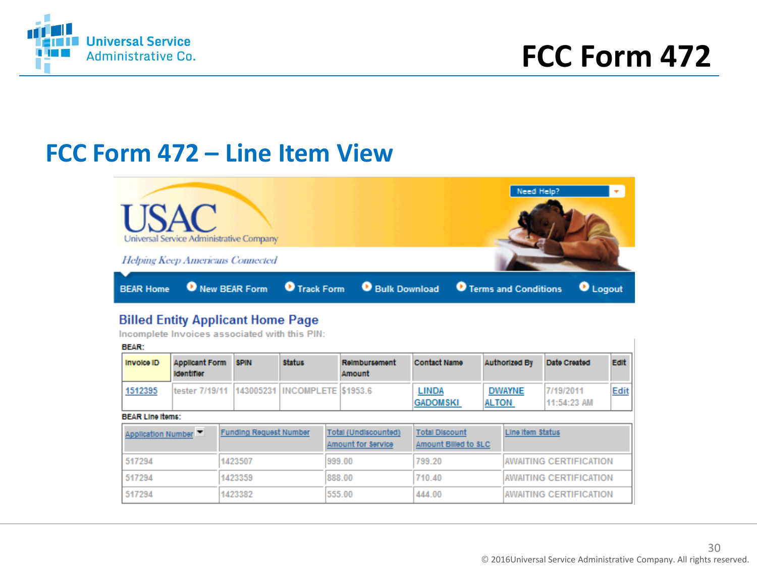# FCC Form 472

## FCC Form 472 – Line Item View

USAC
Universal Service Administrative Company

*Helping Keep Americans Connected*

Need Help?

BEAR Home | New BEAR Form | Track Form | Bulk Download | Terms and Conditions | Logout

### Billed Entity Applicant Home Page

Incomplete Invoices associated with this PIN:

**BEAR:**

| Invoice ID | Applicant Form Identifier | SPIN | Status | Reimbursement Amount | Contact Name | Authorized By | Date Created | Edit |
|---|---|---|---|---|---|---|---|---|
| 1512395 | tester 7/19/11 | 143005231 | INCOMPLETE | $1953.6 | LINDA GADOMSKI | DWAYNE ALTON | 7/19/2011 11:54:23 AM | Edit |

**BEAR Line Items:**

| Application Number | Funding Request Number | Total (Undiscounted) Amount for Service | Total Discount Amount Billed to SLC | Line Item Status |
|---|---|---|---|---|
| 517294 | 1423507 | 999.00 | 799.20 | AWAITING CERTIFICATION |
| 517294 | 1423359 | 888.00 | 710.40 | AWAITING CERTIFICATION |
| 517294 | 1423382 | 555.00 | 444.00 | AWAITING CERTIFICATION |

© 2016Universal Service Administrative Company. All rights reserved.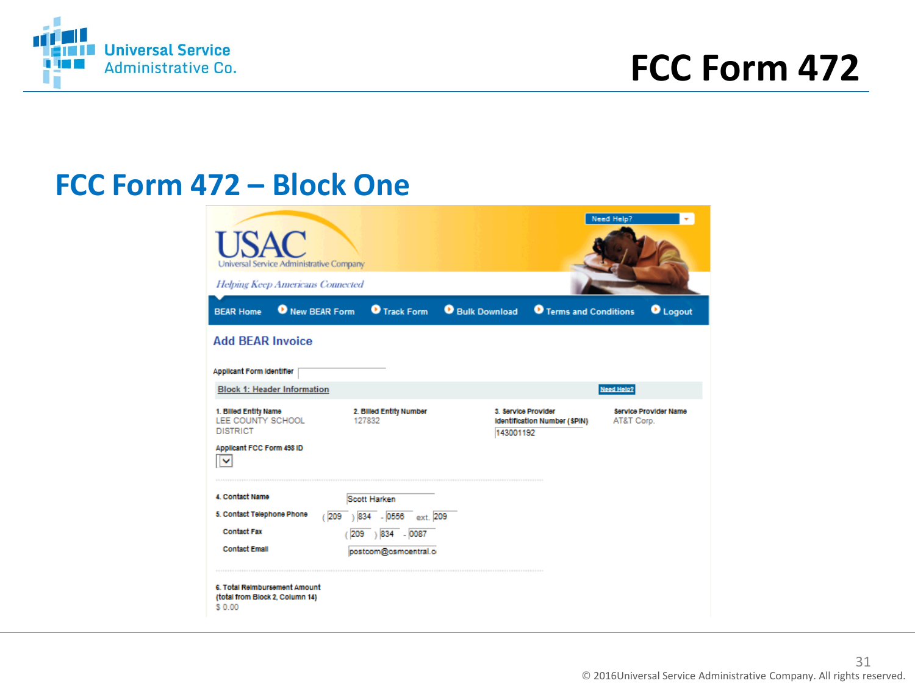# FCC Form 472

## FCC Form 472 – Block One

USAC
Universal Service Administrative Company

*Helping Keep Americans Connected*

Need Help?

BEAR Home | New BEAR Form | Track Form | Bulk Download | Terms and Conditions | Logout

### Add BEAR Invoice

Applicant Form Identifier

**Block 1: Header Information** — Need Help?

| 1. Billed Entity Name | 2. Billed Entity Number | 3. Service Provider Identification Number (SPIN) | Service Provider Name |
|---|---|---|---|
| LEE COUNTY SCHOOL DISTRICT | 127832 | 143001192 | AT&T Corp. |

Applicant FCC Form 498 ID

4. Contact Name: Scott Harken

5. Contact Telephone Phone: (209) 834 - 0556 ext. 209

Contact Fax: (209) 834 - 0087

Contact Email: postcom@csmcentral.c

6. Total Reimbursement Amount (total from Block 2, Column 14)
$ 0.00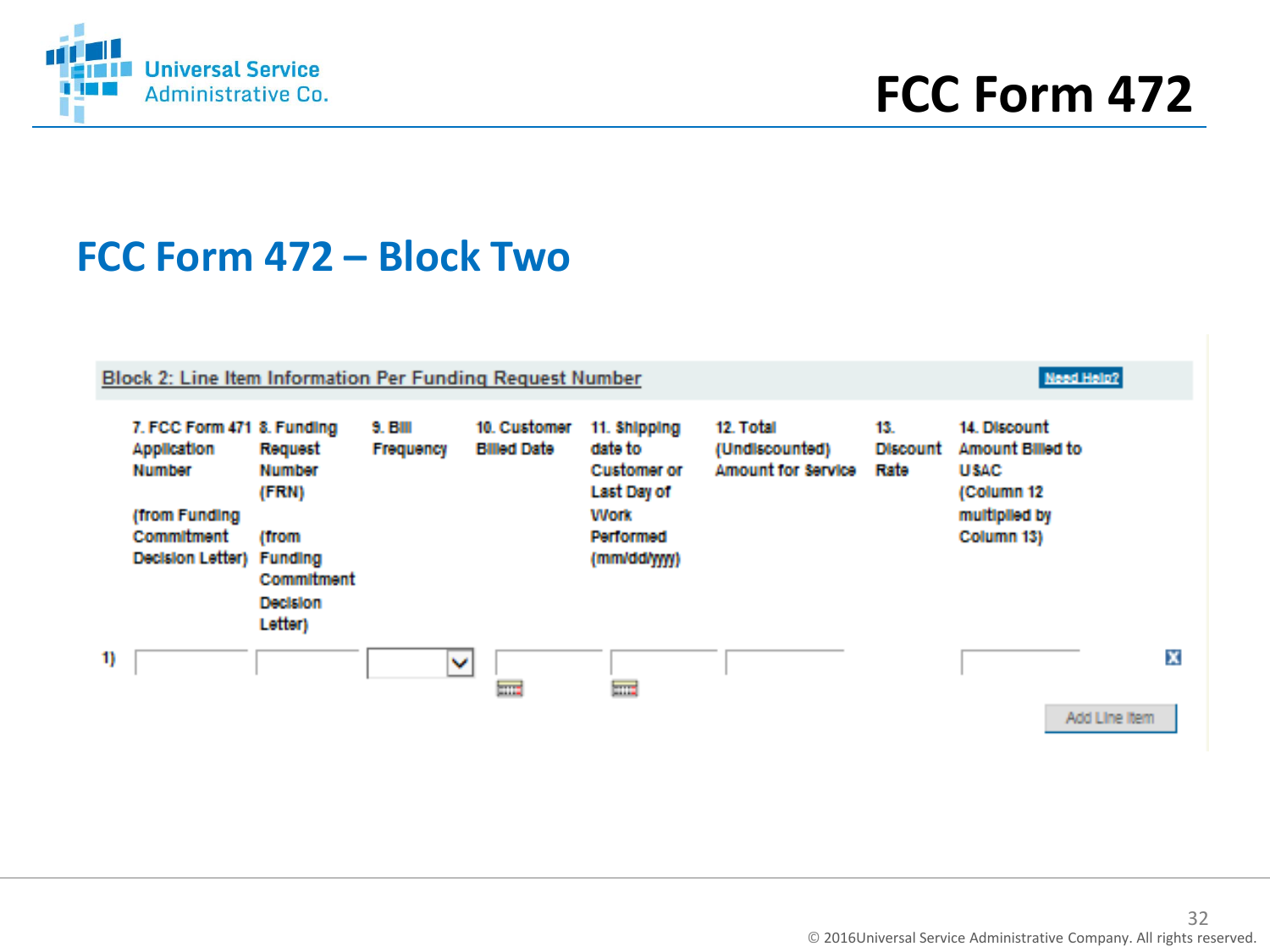# FCC Form 472

## FCC Form 472 – Block Two

### Block 2: Line Item Information Per Funding Request Number

Need Help?

| | 7. FCC Form 471 Application Number (from Funding Commitment Decision Letter) | 8. Funding Request Number (FRN) (from Funding Commitment Decision Letter) | 9. Bill Frequency | 10. Customer Billed Date | 11. Shipping date to Customer or Last Day of Work Performed (mm/dd/yyyy) | 12. Total (Undiscounted) Amount for Service | 13. Discount Rate | 14. Discount Amount Billed to USAC (Column 12 multiplied by Column 13) |
|---|---|---|---|---|---|---|---|---|
| 1) | | | | | | | | |

Add Line Item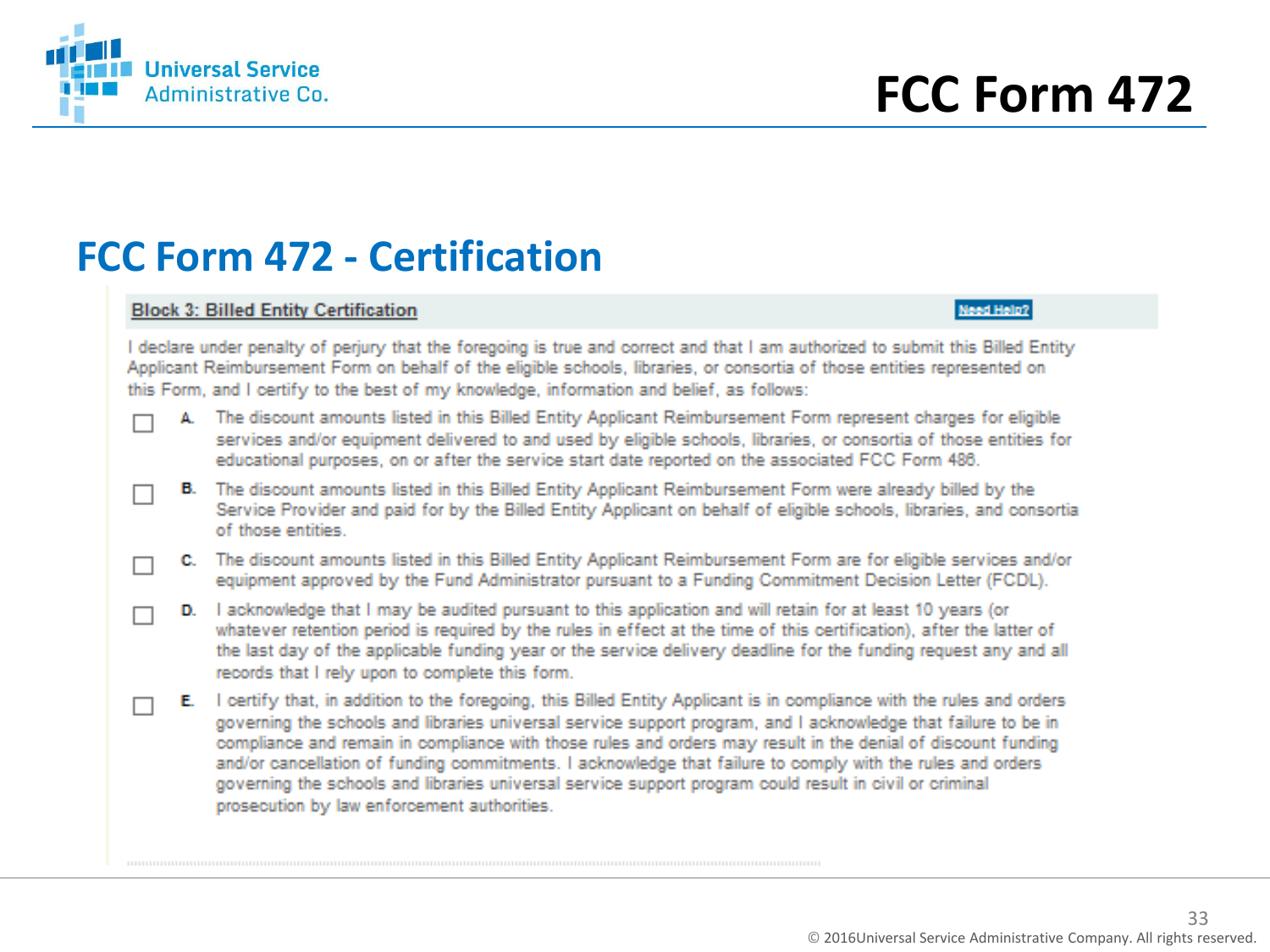# FCC Form 472 - Certification

**Block 3: Billed Entity Certification**

Need Help?

I declare under penalty of perjury that the foregoing is true and correct and that I am authorized to submit this Billed Entity Applicant Reimbursement Form on behalf of the eligible schools, libraries, or consortia of those entities represented on this Form, and I certify to the best of my knowledge, information and belief, as follows:

- ☐ **A.** The discount amounts listed in this Billed Entity Applicant Reimbursement Form represent charges for eligible services and/or equipment delivered to and used by eligible schools, libraries, or consortia of those entities for educational purposes, on or after the service start date reported on the associated FCC Form 486.
- ☐ **B.** The discount amounts listed in this Billed Entity Applicant Reimbursement Form were already billed by the Service Provider and paid for by the Billed Entity Applicant on behalf of eligible schools, libraries, and consortia of those entities.
- ☐ **C.** The discount amounts listed in this Billed Entity Applicant Reimbursement Form are for eligible services and/or equipment approved by the Fund Administrator pursuant to a Funding Commitment Decision Letter (FCDL).
- ☐ **D.** I acknowledge that I may be audited pursuant to this application and will retain for at least 10 years (or whatever retention period is required by the rules in effect at the time of this certification), after the latter of the last day of the applicable funding year or the service delivery deadline for the funding request any and all records that I rely upon to complete this form.
- ☐ **E.** I certify that, in addition to the foregoing, this Billed Entity Applicant is in compliance with the rules and orders governing the schools and libraries universal service support program, and I acknowledge that failure to be in compliance and remain in compliance with those rules and orders may result in the denial of discount funding and/or cancellation of funding commitments. I acknowledge that failure to comply with the rules and orders governing the schools and libraries universal service support program could result in civil or criminal prosecution by law enforcement authorities.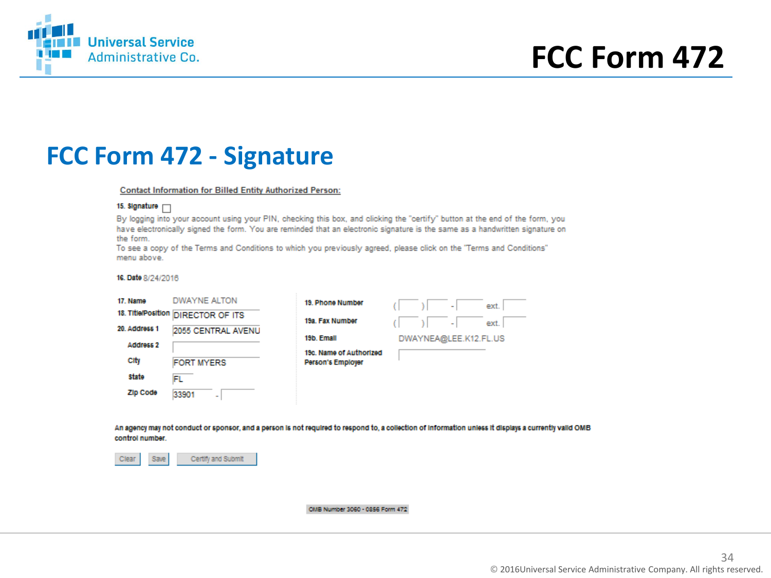# FCC Form 472

## FCC Form 472 - Signature

**Contact Information for Billed Entity Authorized Person:**

**15. Signature** ☐

By logging into your account using your PIN, checking this box, and clicking the "certify" button at the end of the form, you have electronically signed the form. You are reminded that an electronic signature is the same as a handwritten signature on the form.
To see a copy of the Terms and Conditions to which you previously agreed, please click on the "Terms and Conditions" menu above.

**16. Date** 8/24/2016

**17. Name** DWAYNE ALTON

**18. Title/Position** DIRECTOR OF ITS

**20. Address 1** 2055 CENTRAL AVENU

**Address 2**

**City** FORT MYERS

**State** FL

**Zip Code** 33901 -

**19. Phone Number** ( ) - ext.

**19a. Fax Number** ( ) - ext.

**19b. Email** DWAYNEA@LEE.K12.FL.US

**19c. Name of Authorized Person's Employer**

An agency may not conduct or sponsor, and a person is not required to respond to, a collection of information unless it displays a currently valid OMB control number.

Clear | Save | Certify and Submit

OMB Number 3060 - 0856 Form 472

© 2016Universal Service Administrative Company. All rights reserved.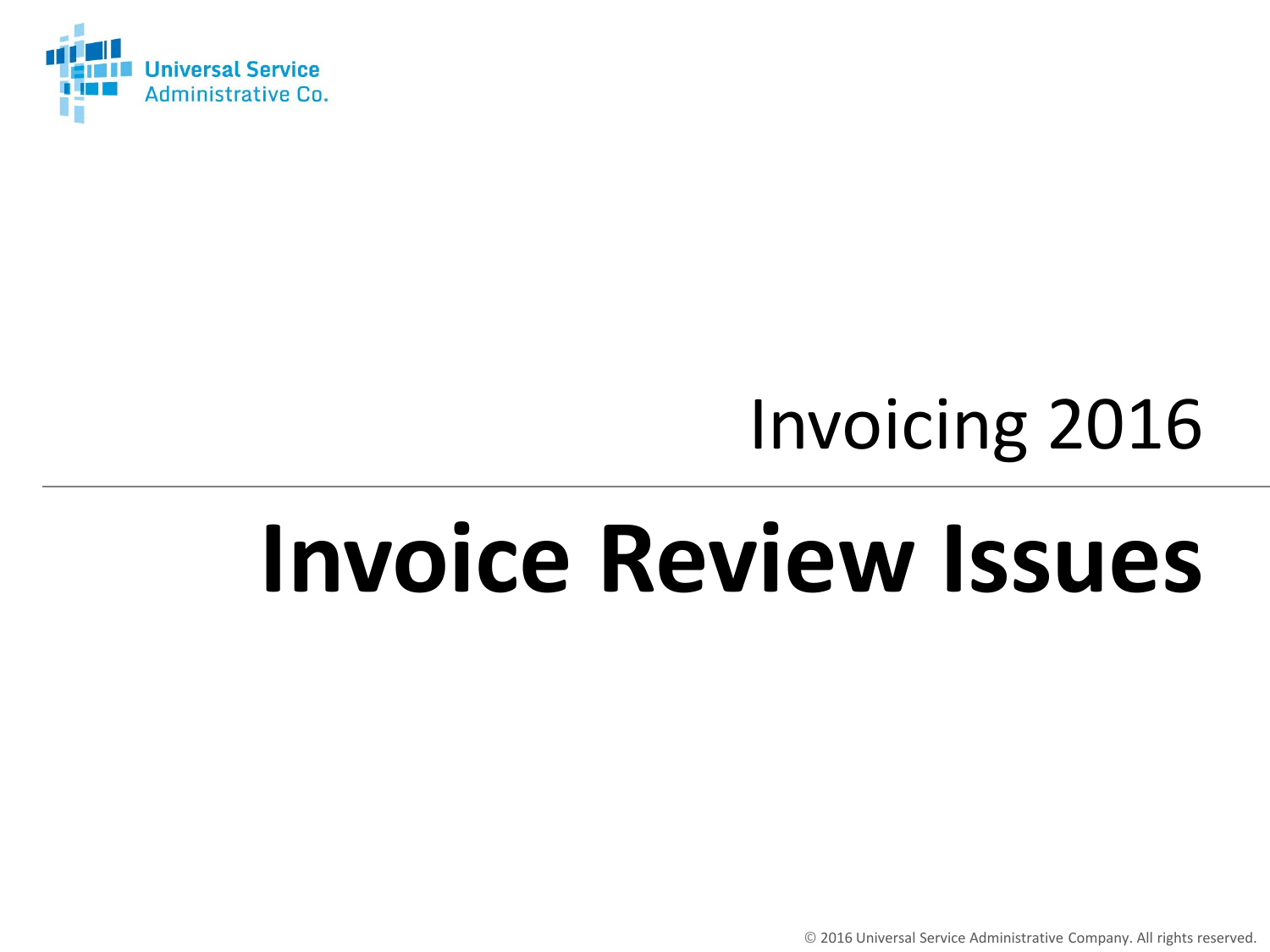Invoicing 2016

# Invoice Review Issues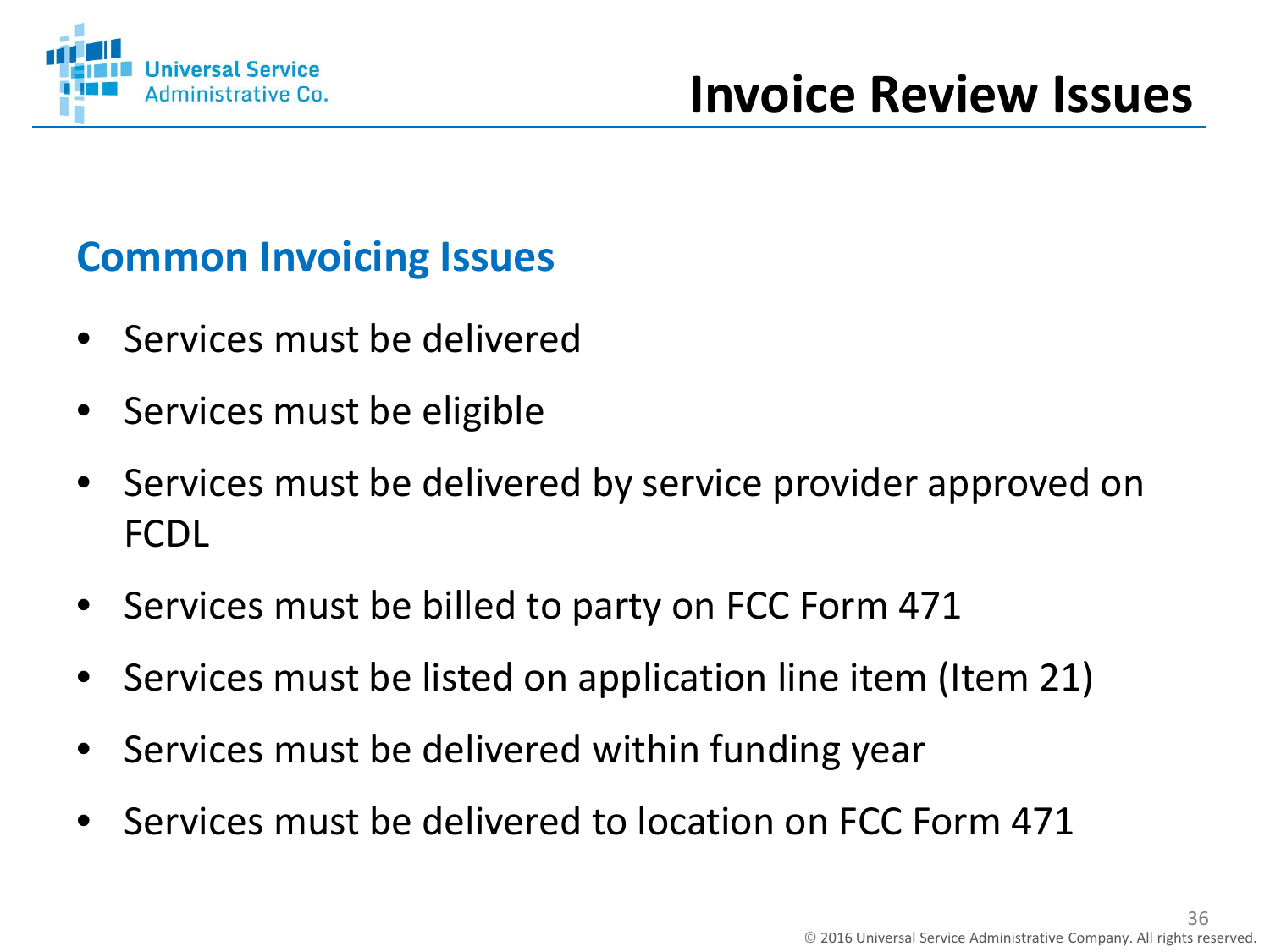# Invoice Review Issues

## Common Invoicing Issues

- Services must be delivered
- Services must be eligible
- Services must be delivered by service provider approved on FCDL
- Services must be billed to party on FCC Form 471
- Services must be listed on application line item (Item 21)
- Services must be delivered within funding year
- Services must be delivered to location on FCC Form 471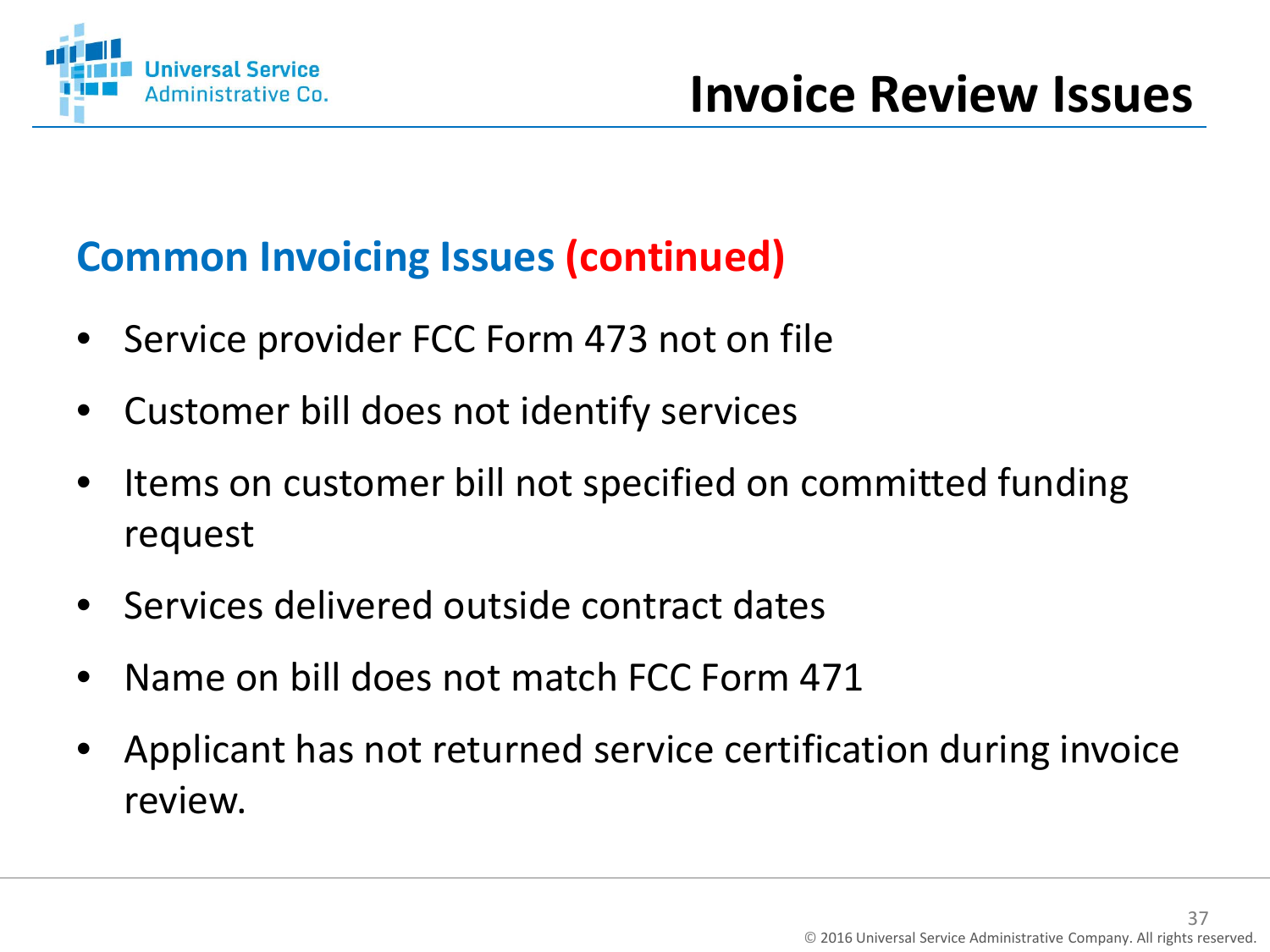# Invoice Review Issues

## Common Invoicing Issues (continued)

- Service provider FCC Form 473 not on file
- Customer bill does not identify services
- Items on customer bill not specified on committed funding request
- Services delivered outside contract dates
- Name on bill does not match FCC Form 471
- Applicant has not returned service certification during invoice review.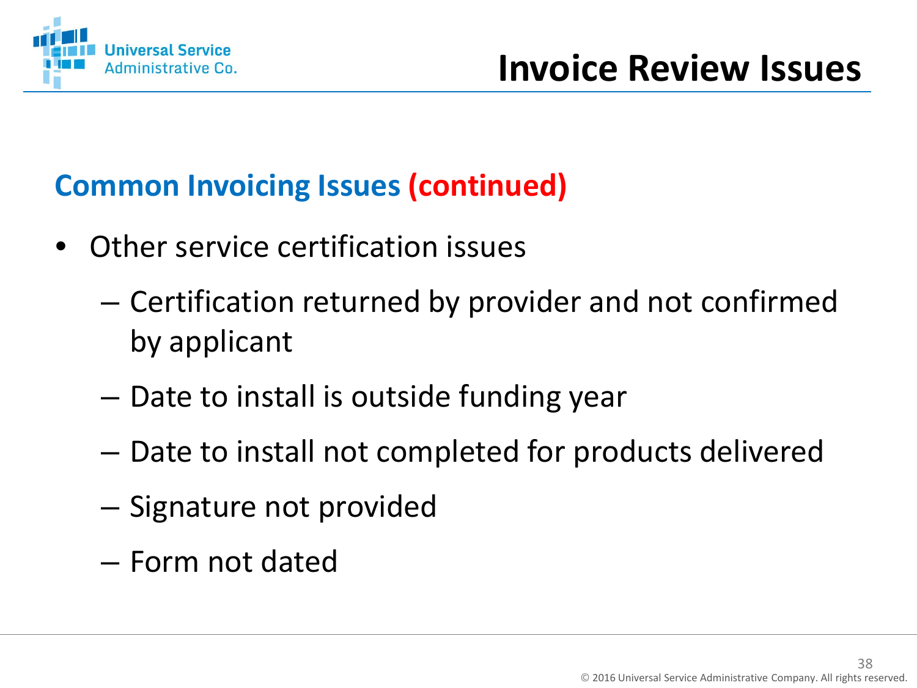# Invoice Review Issues

## Common Invoicing Issues (continued)

- Other service certification issues
  - Certification returned by provider and not confirmed by applicant
  - Date to install is outside funding year
  - Date to install not completed for products delivered
  - Signature not provided
  - Form not dated

© 2016 Universal Service Administrative Company. All rights reserved.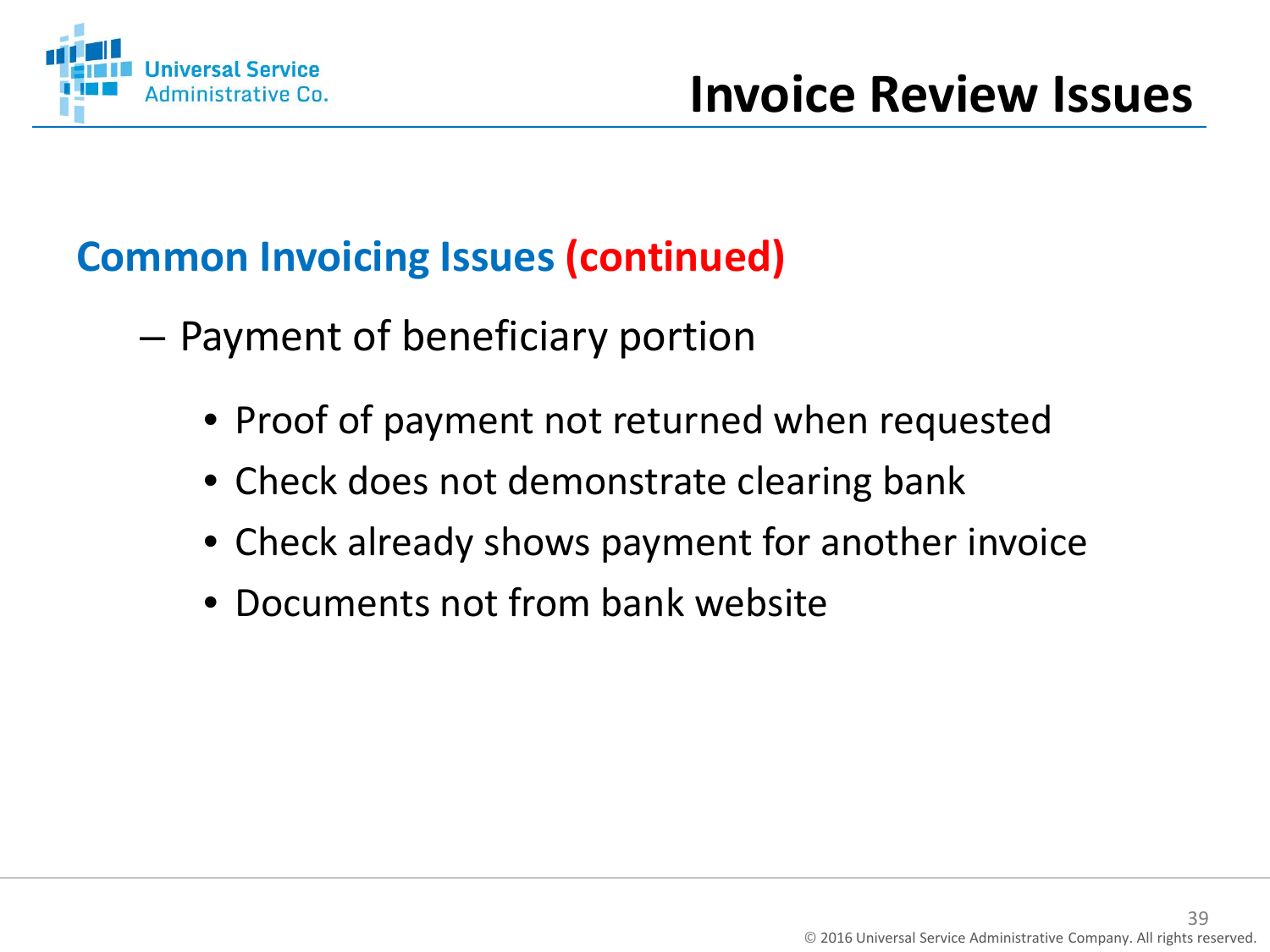# Invoice Review Issues

## Common Invoicing Issues (continued)

- Payment of beneficiary portion
  - Proof of payment not returned when requested
  - Check does not demonstrate clearing bank
  - Check already shows payment for another invoice
  - Documents not from bank website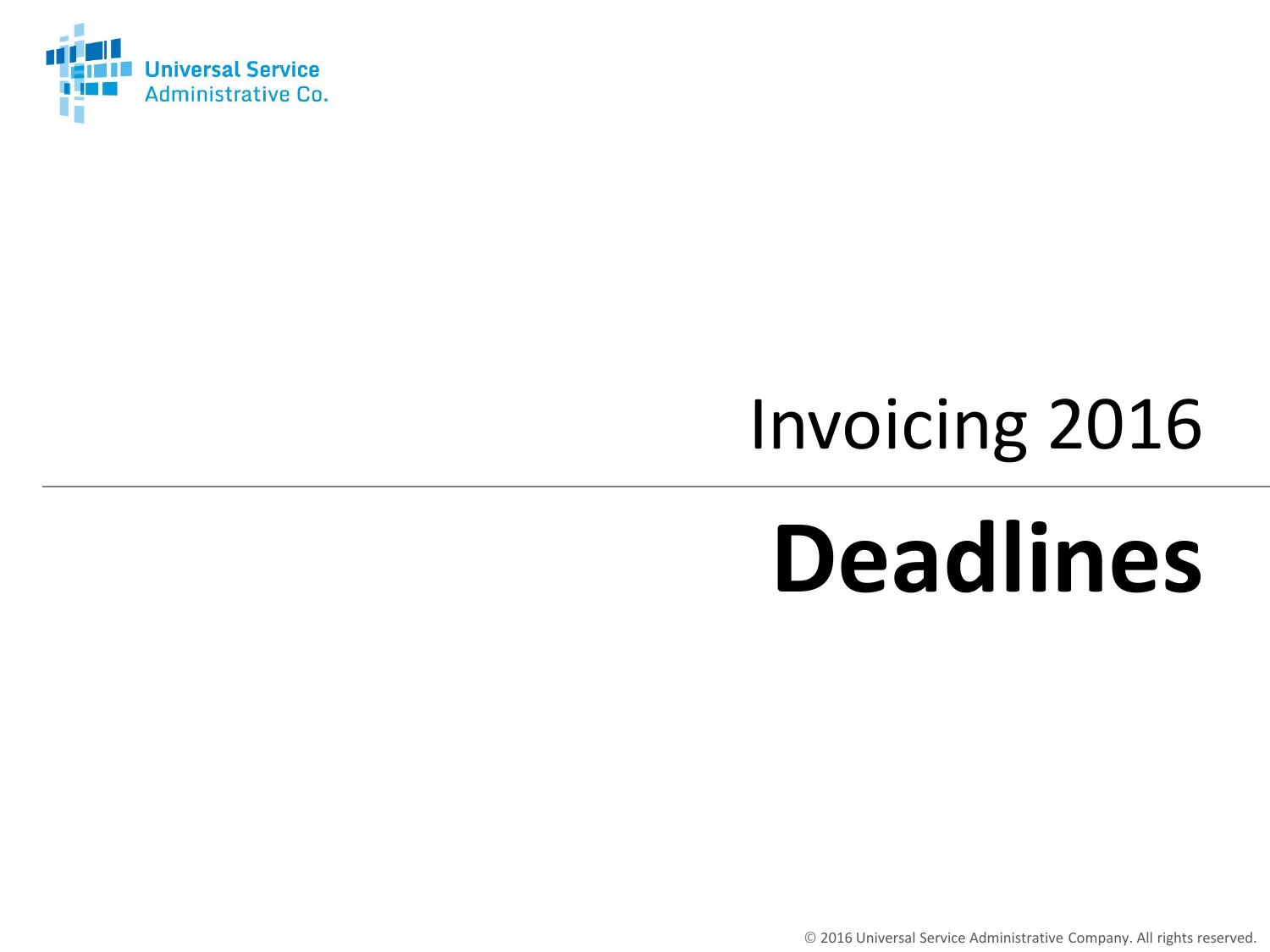Invoicing 2016

# Deadlines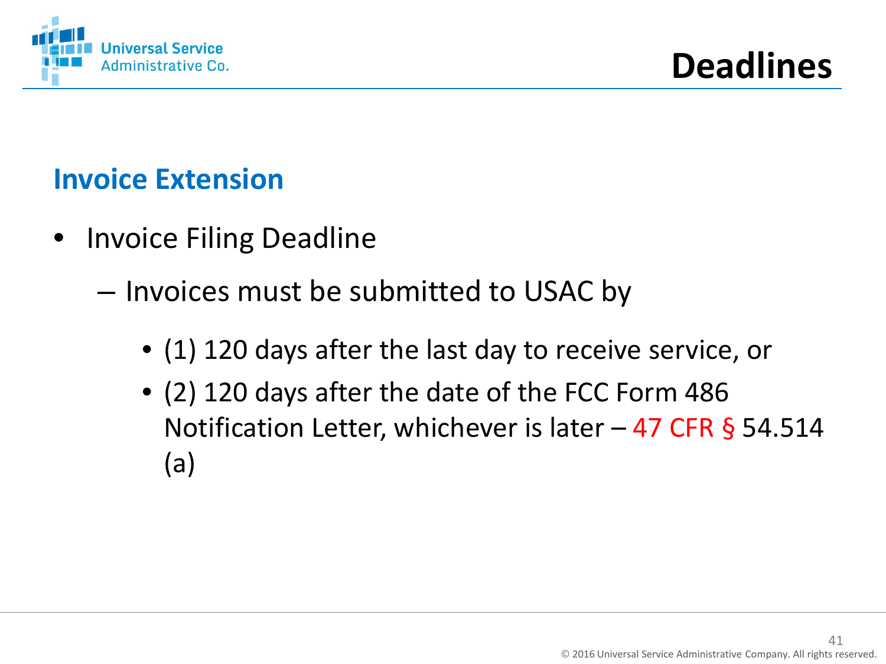# Deadlines

## Invoice Extension

- Invoice Filing Deadline
  - Invoices must be submitted to USAC by
    - (1) 120 days after the last day to receive service, or
    - (2) 120 days after the date of the FCC Form 486 Notification Letter, whichever is later – 47 CFR § 54.514 (a)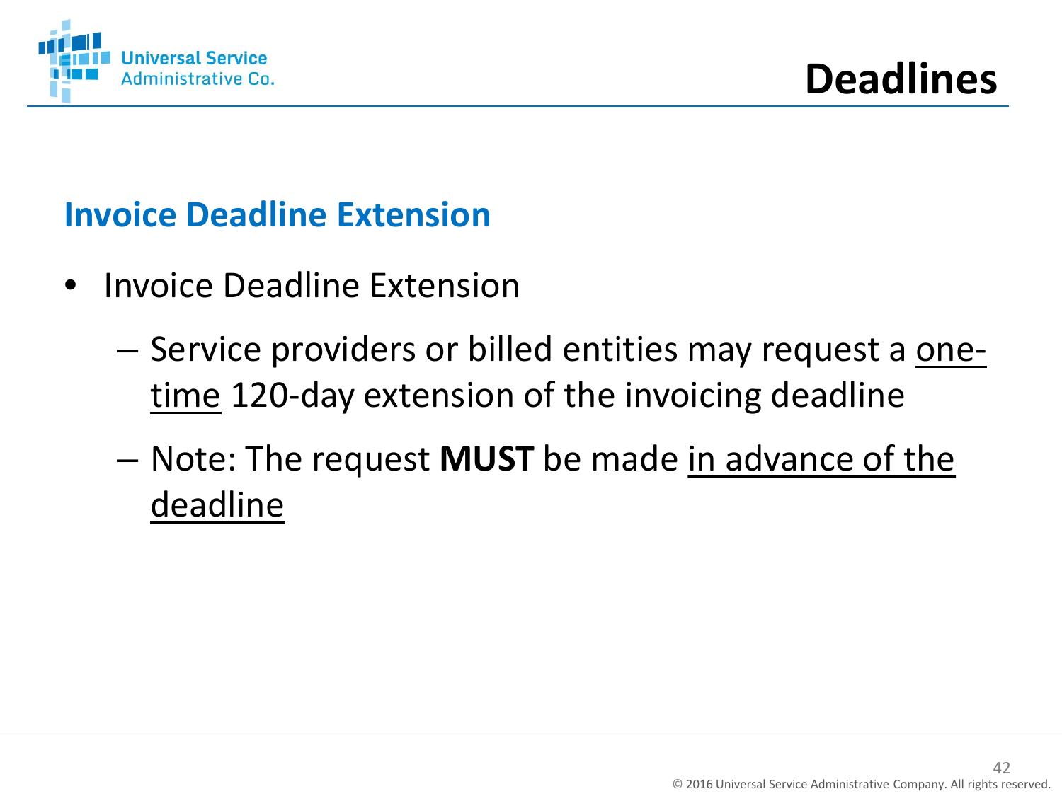# Deadlines

## Invoice Deadline Extension

- Invoice Deadline Extension
  - Service providers or billed entities may request a <u>one-time</u> 120-day extension of the invoicing deadline
  - Note: The request **MUST** be made <u>in advance of the deadline</u>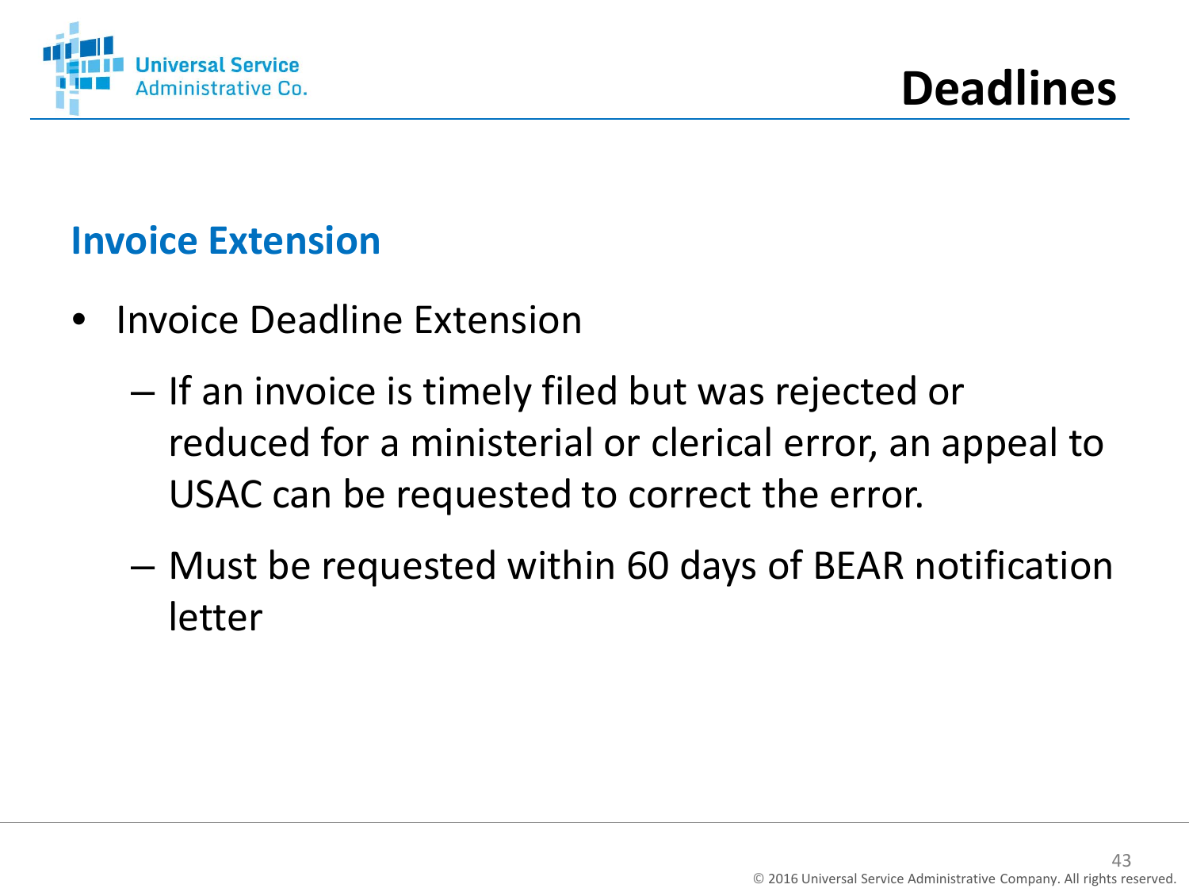# Deadlines

## Invoice Extension

- Invoice Deadline Extension
  - If an invoice is timely filed but was rejected or reduced for a ministerial or clerical error, an appeal to USAC can be requested to correct the error.
  - Must be requested within 60 days of BEAR notification letter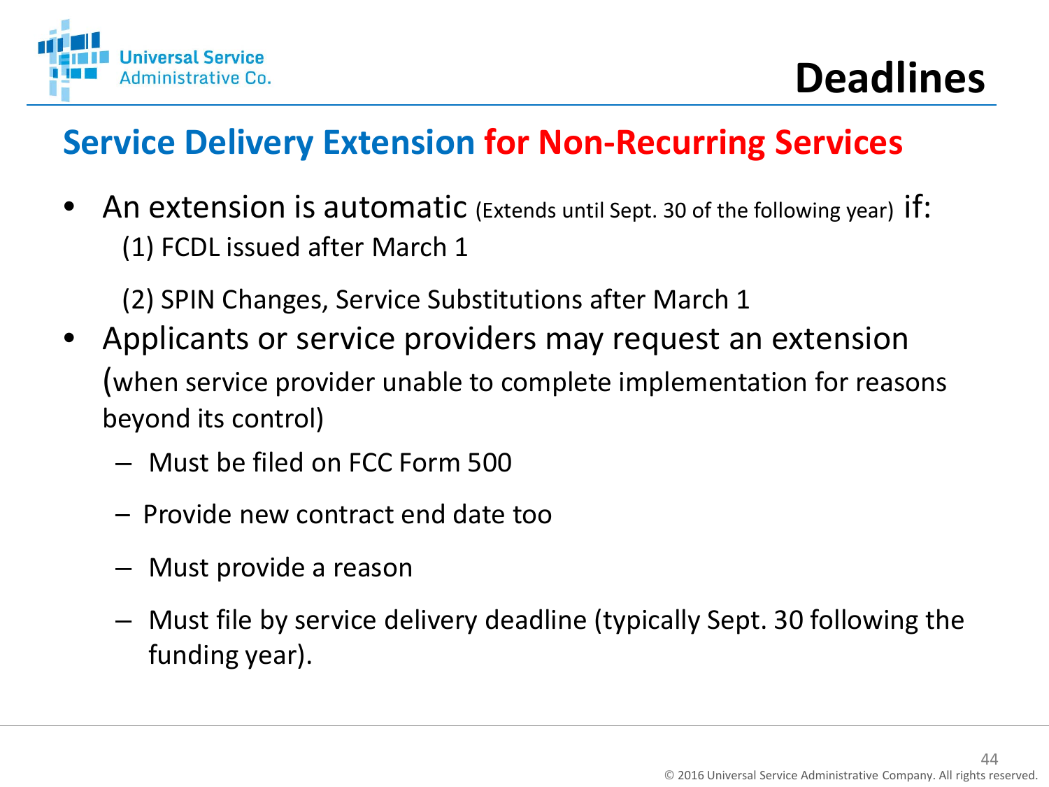# Deadlines

## Service Delivery Extension for Non-Recurring Services

- An extension is automatic (Extends until Sept. 30 of the following year) if:
  (1) FCDL issued after March 1
  
  (2) SPIN Changes, Service Substitutions after March 1
- Applicants or service providers may request an extension (when service provider unable to complete implementation for reasons beyond its control)
  - Must be filed on FCC Form 500
  - Provide new contract end date too
  - Must provide a reason
  - Must file by service delivery deadline (typically Sept. 30 following the funding year).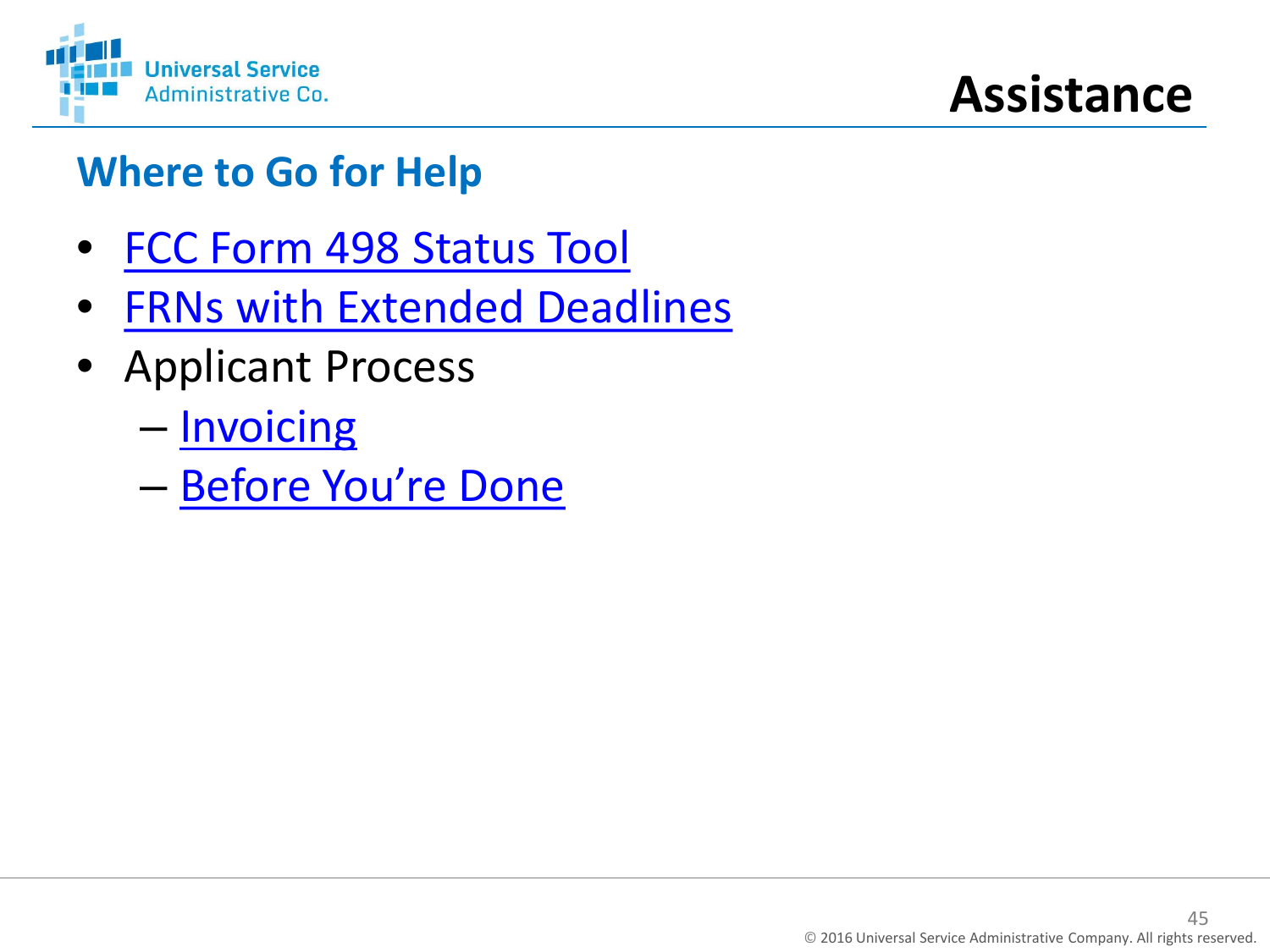# Assistance

## Where to Go for Help

- FCC Form 498 Status Tool
- FRNs with Extended Deadlines
- Applicant Process
  - Invoicing
  - Before You're Done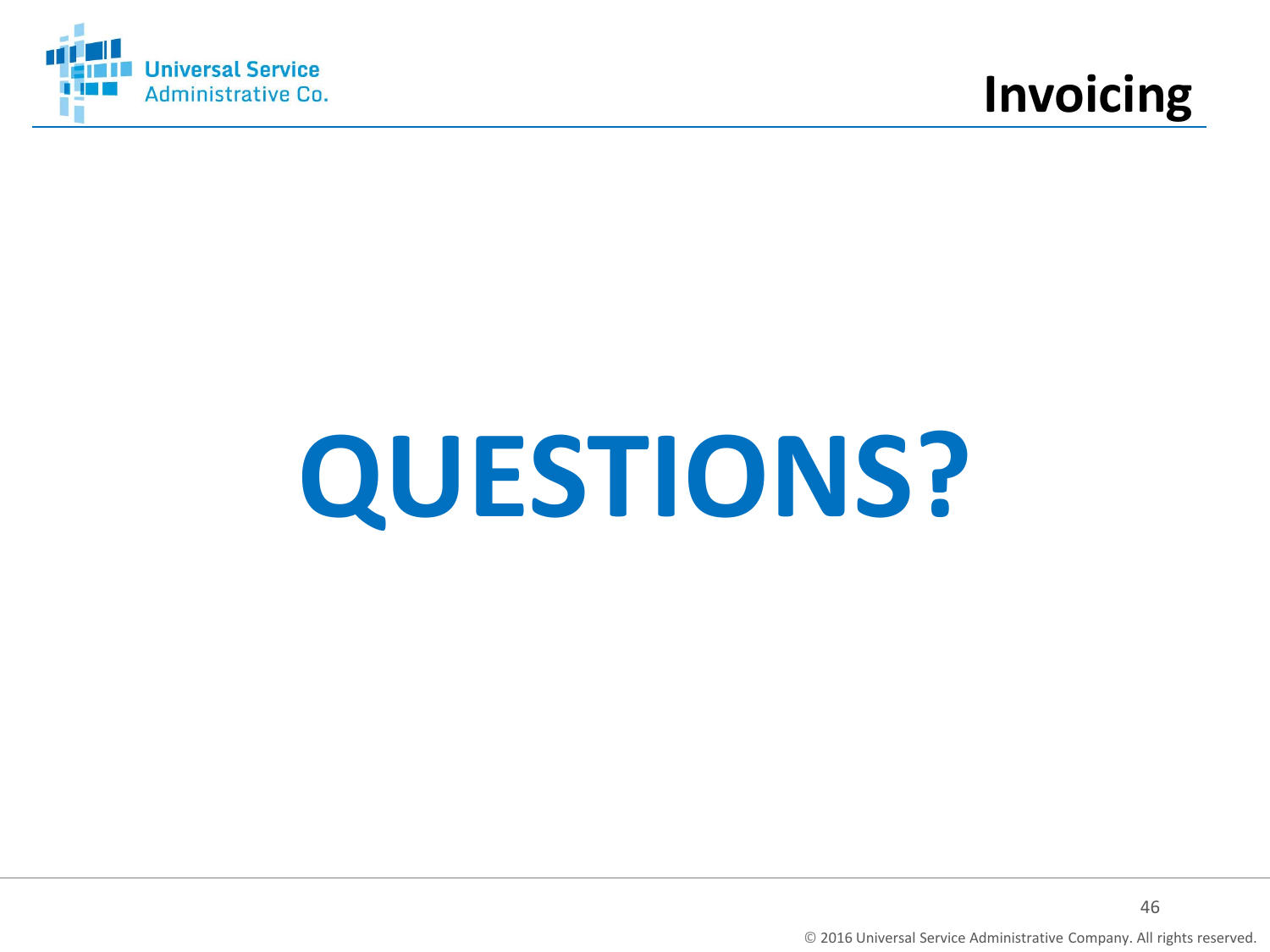# QUESTIONS?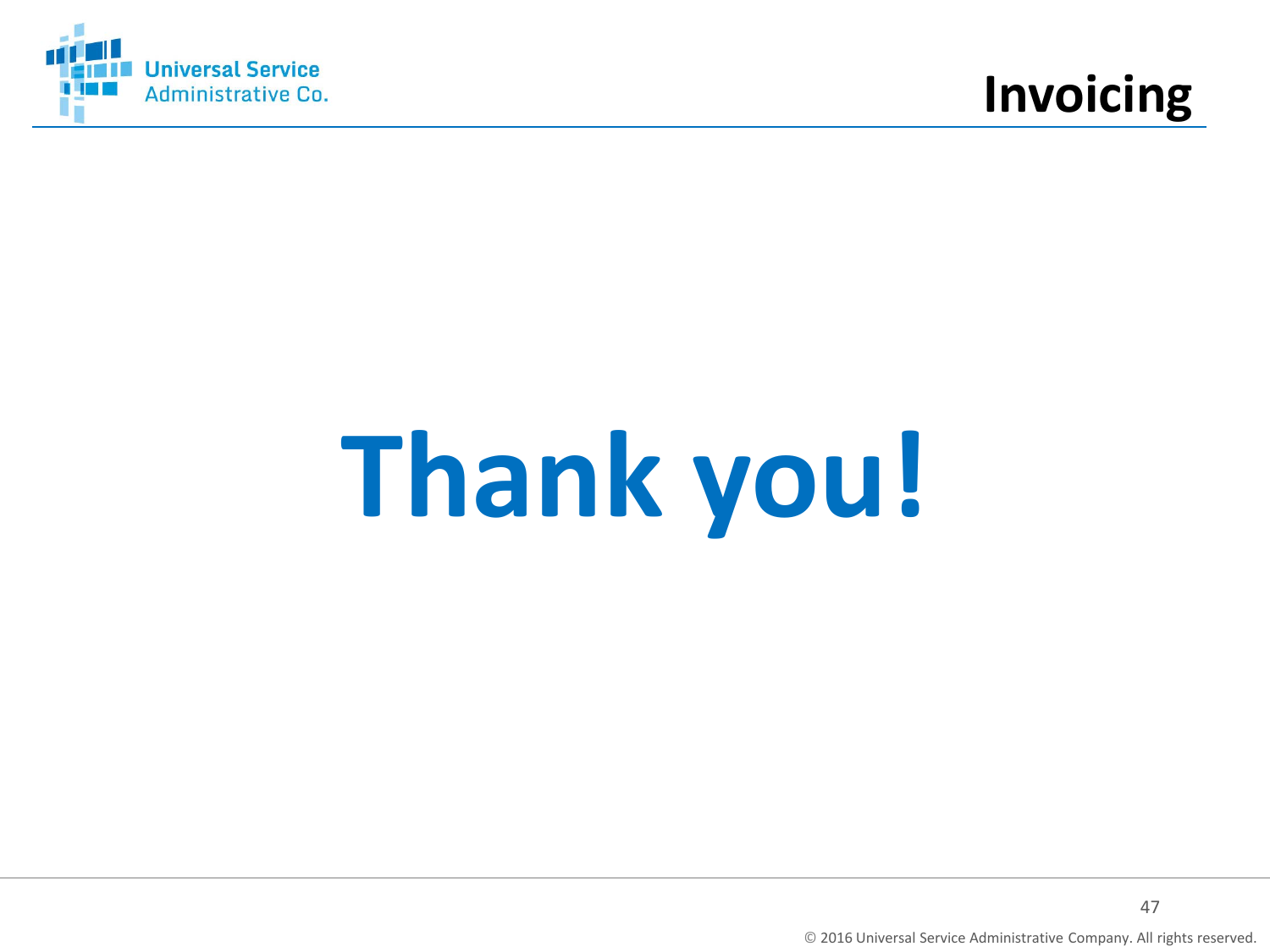# Invoicing

# Thank you!